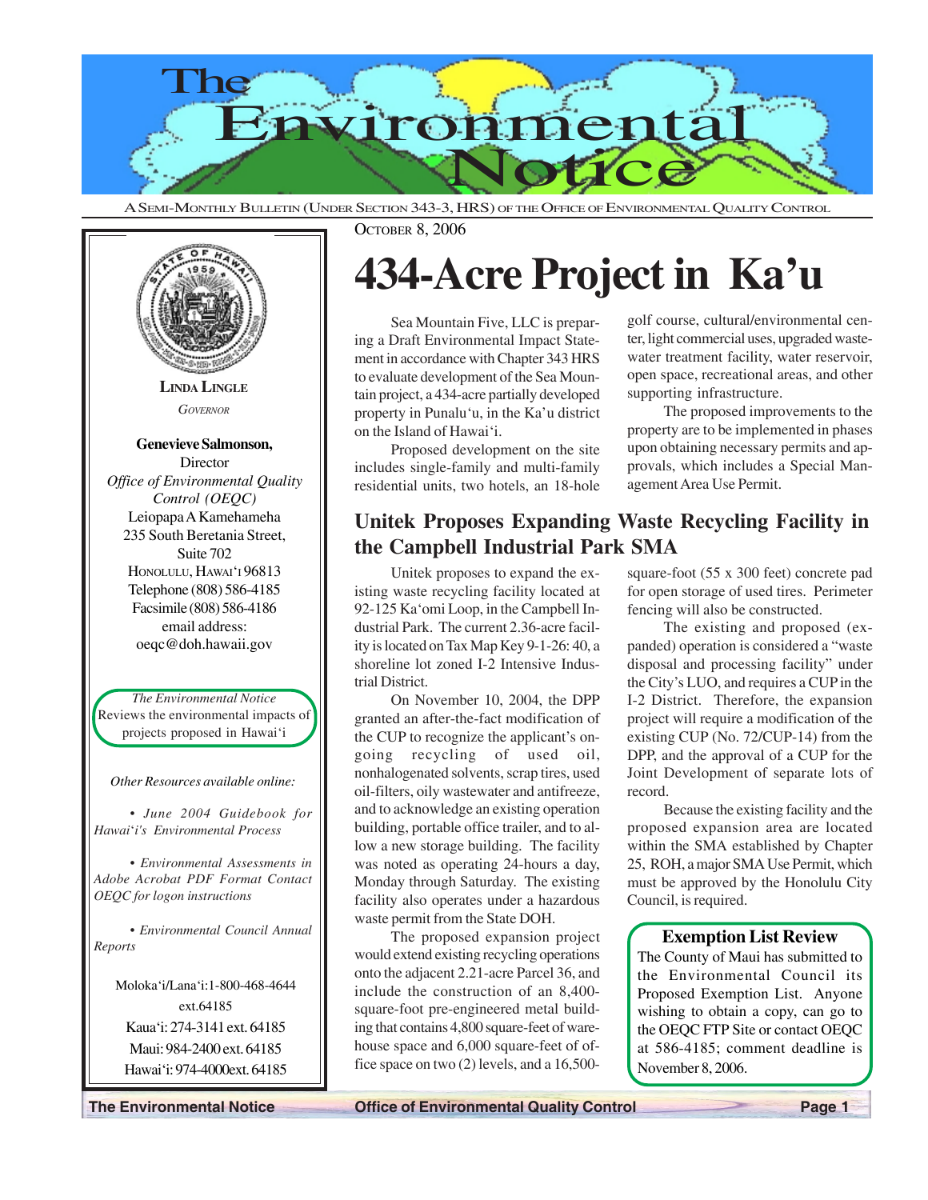# The Environmental Notice

A Semi-Monthly Bulletin (Under Section 343-3, HRS) of the Office of Environmental Quality Control

October 8, 2006

**Linda Lingle**
*Governor*

**Genevieve Salmonson,**
Director
*Office of Environmental Quality Control (OEQC)*
Leiopapa A Kamehameha
235 South Beretania Street,
Suite 702
Honolulu, Hawai'i 96813
Telephone (808) 586-4185
Facsimile (808) 586-4186
email address:
oeqc@doh.hawaii.gov

*The Environmental Notice* Reviews the environmental impacts of projects proposed in Hawai'i

*Other Resources available online:*

*• June 2004 Guidebook for Hawai'i's Environmental Process*

*• Environmental Assessments in Adobe Acrobat PDF Format Contact OEQC for logon instructions*

*• Environmental Council Annual Reports*

Moloka'i/Lana'i: 1-800-468-4644 ext.64185
Kaua'i: 274-3141 ext. 64185
Maui: 984-2400 ext. 64185
Hawai'i: 974-4000ext. 64185

# 434-Acre Project in Ka'u

Sea Mountain Five, LLC is preparing a Draft Environmental Impact Statement in accordance with Chapter 343 HRS to evaluate development of the Sea Mountain project, a 434-acre partially developed property in Punalu'u, in the Ka'u district on the Island of Hawai'i.

Proposed development on the site includes single-family and multi-family residential units, two hotels, an 18-hole golf course, cultural/environmental center, light commercial uses, upgraded wastewater treatment facility, water reservoir, open space, recreational areas, and other supporting infrastructure.

The proposed improvements to the property are to be implemented in phases upon obtaining necessary permits and approvals, which includes a Special Management Area Use Permit.

## Unitek Proposes Expanding Waste Recycling Facility in the Campbell Industrial Park SMA

Unitek proposes to expand the existing waste recycling facility located at 92-125 Ka'omi Loop, in the Campbell Industrial Park. The current 2.36-acre facility is located on Tax Map Key 9-1-26: 40, a shoreline lot zoned I-2 Intensive Industrial District.

On November 10, 2004, the DPP granted an after-the-fact modification of the CUP to recognize the applicant's ongoing recycling of used oil, nonhalogenated solvents, scrap tires, used oil-filters, oily wastewater and antifreeze, and to acknowledge an existing operation building, portable office trailer, and to allow a new storage building. The facility was noted as operating 24-hours a day, Monday through Saturday. The existing facility also operates under a hazardous waste permit from the State DOH.

The proposed expansion project would extend existing recycling operations onto the adjacent 2.21-acre Parcel 36, and include the construction of an 8,400-square-foot pre-engineered metal building that contains 4,800 square-feet of warehouse space and 6,000 square-feet of office space on two (2) levels, and a 16,500-square-foot (55 x 300 feet) concrete pad for open storage of used tires. Perimeter fencing will also be constructed.

The existing and proposed (expanded) operation is considered a "waste disposal and processing facility" under the City's LUO, and requires a CUP in the I-2 District. Therefore, the expansion project will require a modification of the existing CUP (No. 72/CUP-14) from the DPP, and the approval of a CUP for the Joint Development of separate lots of record.

Because the existing facility and the proposed expansion area are located within the SMA established by Chapter 25, ROH, a major SMA Use Permit, which must be approved by the Honolulu City Council, is required.

### Exemption List Review

The County of Maui has submitted to the Environmental Council its Proposed Exemption List. Anyone wishing to obtain a copy, can go to the OEQC FTP Site or contact OEQC at 586-4185; comment deadline is November 8, 2006.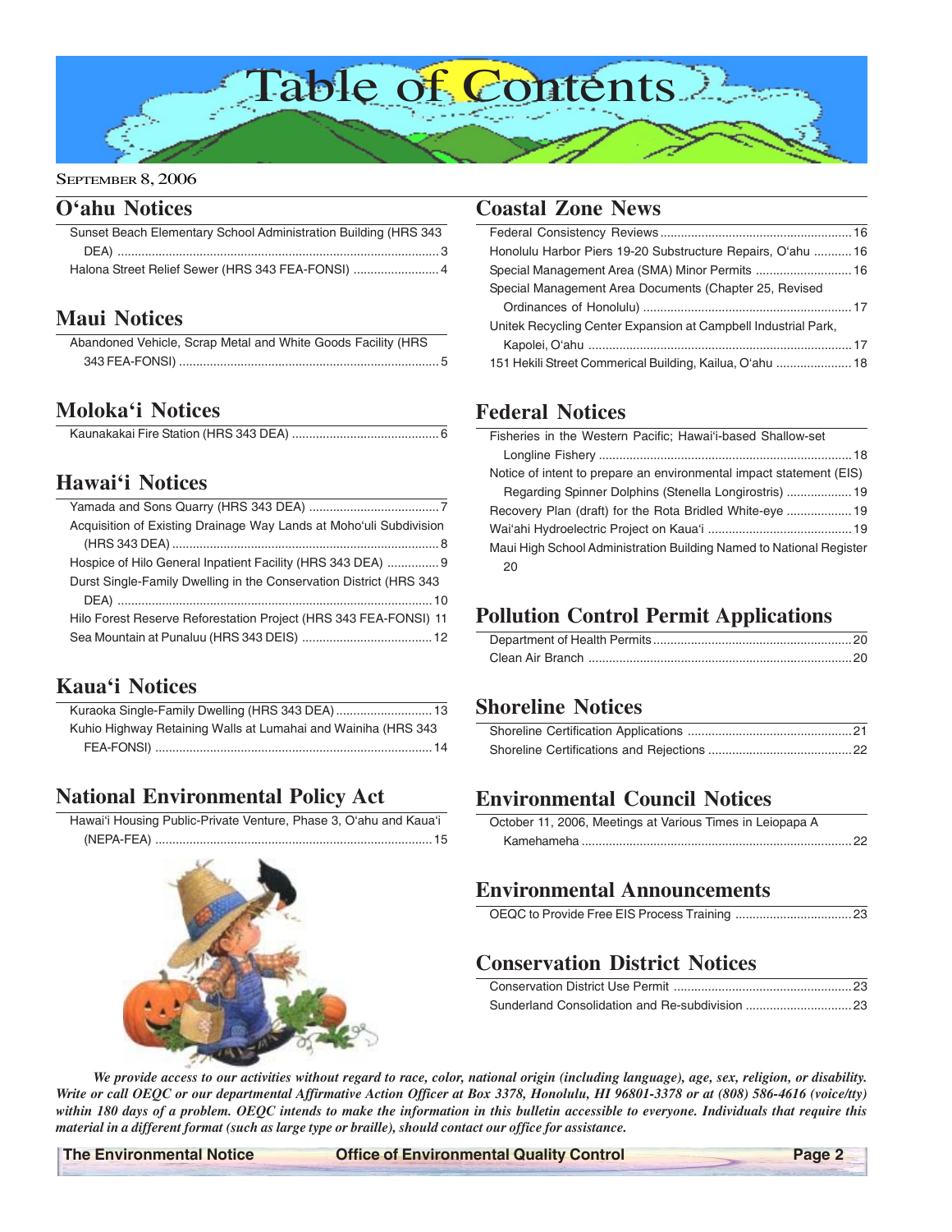# Table of Contents

SEPTEMBER 8, 2006

## O'ahu Notices

Sunset Beach Elementary School Administration Building (HRS 343 DEA) .......... 3
Halona Street Relief Sewer (HRS 343 FEA-FONSI) .......... 4

## Maui Notices

Abandoned Vehicle, Scrap Metal and White Goods Facility (HRS 343 FEA-FONSI) .......... 5

## Moloka'i Notices

Kaunakakai Fire Station (HRS 343 DEA) .......... 6

## Hawai'i Notices

Yamada and Sons Quarry (HRS 343 DEA) .......... 7
Acquisition of Existing Drainage Way Lands at Moho'uli Subdivision (HRS 343 DEA) .......... 8
Hospice of Hilo General Inpatient Facility (HRS 343 DEA) .......... 9
Durst Single-Family Dwelling in the Conservation District (HRS 343 DEA) .......... 10
Hilo Forest Reserve Reforestation Project (HRS 343 FEA-FONSI) 11
Sea Mountain at Punaluu (HRS 343 DEIS) .......... 12

## Kaua'i Notices

Kuraoka Single-Family Dwelling (HRS 343 DEA) .......... 13
Kuhio Highway Retaining Walls at Lumahai and Wainiha (HRS 343 FEA-FONSI) .......... 14

## National Environmental Policy Act

Hawai'i Housing Public-Private Venture, Phase 3, O'ahu and Kaua'i (NEPA-FEA) .......... 15

## Coastal Zone News

Federal Consistency Reviews .......... 16
Honolulu Harbor Piers 19-20 Substructure Repairs, O'ahu .......... 16
Special Management Area (SMA) Minor Permits .......... 16
Special Management Area Documents (Chapter 25, Revised Ordinances of Honolulu) .......... 17
Unitek Recycling Center Expansion at Campbell Industrial Park, Kapolei, O'ahu .......... 17
151 Hekili Street Commerical Building, Kailua, O'ahu .......... 18

## Federal Notices

Fisheries in the Western Pacific; Hawai'i-based Shallow-set Longline Fishery .......... 18
Notice of intent to prepare an environmental impact statement (EIS) Regarding Spinner Dolphins (Stenella Longirostris) .......... 19
Recovery Plan (draft) for the Rota Bridled White-eye .......... 19
Wai'ahi Hydroelectric Project on Kaua'i .......... 19
Maui High School Administration Building Named to National Register 20

## Pollution Control Permit Applications

Department of Health Permits .......... 20
Clean Air Branch .......... 20

## Shoreline Notices

Shoreline Certification Applications .......... 21
Shoreline Certifications and Rejections .......... 22

## Environmental Council Notices

October 11, 2006, Meetings at Various Times in Leiopapa A Kamehameha .......... 22

## Environmental Announcements

OEQC to Provide Free EIS Process Training .......... 23

## Conservation District Notices

Conservation District Use Permit .......... 23
Sunderland Consolidation and Re-subdivision .......... 23

***We provide access to our activities without regard to race, color, national origin (including language), age, sex, religion, or disability. Write or call OEQC or our departmental Affirmative Action Officer at Box 3378, Honolulu, HI 96801-3378 or at (808) 586-4616 (voice/tty) within 180 days of a problem. OEQC intends to make the information in this bulletin accessible to everyone. Individuals that require this material in a different format (such as large type or braille), should contact our office for assistance.***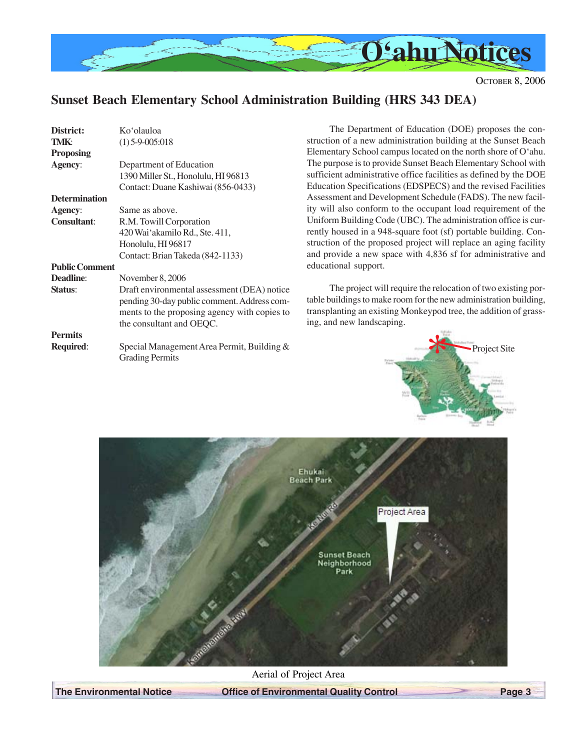## Sunset Beach Elementary School Administration Building (HRS 343 DEA)

**District**: Ko'olauloa
**TMK**: (1) 5-9-005:018
**Proposing Agency**: Department of Education
1390 Miller St., Honolulu, HI 96813
Contact: Duane Kashiwai (856-0433)
**Determination Agency**: Same as above.
**Consultant**: R.M. Towill Corporation
420 Wai'akamilo Rd., Ste. 411,
Honolulu, HI 96817
Contact: Brian Takeda (842-1133)
**Public Comment Deadline**: November 8, 2006
**Status**: Draft environmental assessment (DEA) notice pending 30-day public comment. Address comments to the proposing agency with copies to the consultant and OEQC.
**Permits Required**: Special Management Area Permit, Building & Grading Permits

The Department of Education (DOE) proposes the construction of a new administration building at the Sunset Beach Elementary School campus located on the north shore of O'ahu. The purpose is to provide Sunset Beach Elementary School with sufficient administrative office facilities as defined by the DOE Education Specifications (EDSPECS) and the revised Facilities Assessment and Development Schedule (FADS). The new facility will also conform to the occupant load requirement of the Uniform Building Code (UBC). The administration office is currently housed in a 948-square foot (sf) portable building. Construction of the proposed project will replace an aging facility and provide a new space with 4,836 sf for administrative and educational support.

The project will require the relocation of two existing portable buildings to make room for the new administration building, transplanting an existing Monkeypod tree, the addition of grassing, and new landscaping.

Project Site

Aerial of Project Area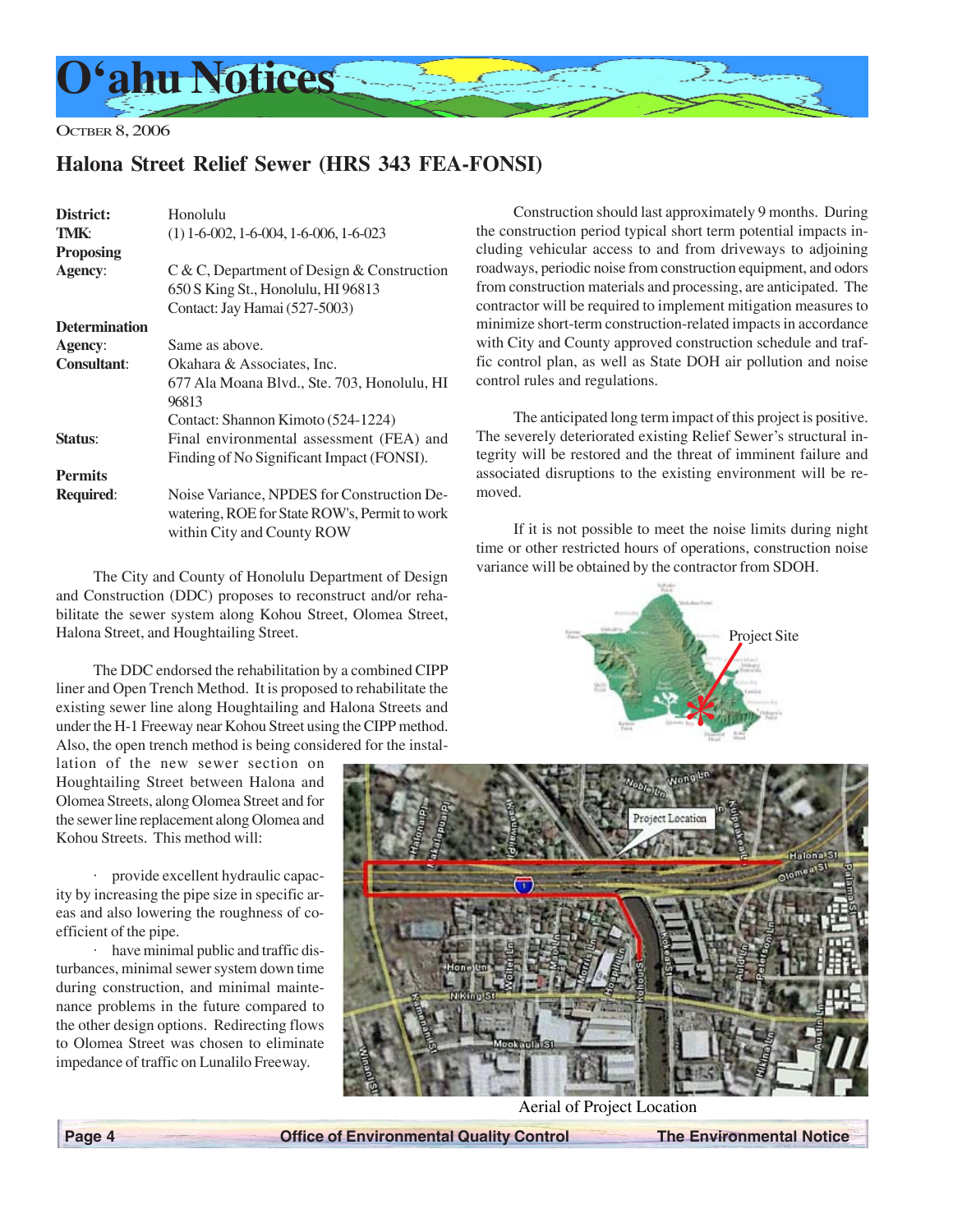# O'ahu Notices

OCTBER 8, 2006

## Halona Street Relief Sewer (HRS 343 FEA-FONSI)

**District:** Honolulu
**TMK:** (1) 1-6-002, 1-6-004, 1-6-006, 1-6-023
**Proposing Agency:** C & C, Department of Design & Construction
650 S King St., Honolulu, HI 96813
Contact: Jay Hamai (527-5003)
**Determination Agency:** Same as above.
**Consultant:** Okahara & Associates, Inc.
677 Ala Moana Blvd., Ste. 703, Honolulu, HI 96813
Contact: Shannon Kimoto (524-1224)
**Status:** Final environmental assessment (FEA) and Finding of No Significant Impact (FONSI).
**Permits Required:** Noise Variance, NPDES for Construction Dewatering, ROE for State ROW's, Permit to work within City and County ROW

The City and County of Honolulu Department of Design and Construction (DDC) proposes to reconstruct and/or rehabilitate the sewer system along Kohou Street, Olomea Street, Halona Street, and Houghtailing Street.

The DDC endorsed the rehabilitation by a combined CIPP liner and Open Trench Method. It is proposed to rehabilitate the existing sewer line along Houghtailing and Halona Streets and under the H-1 Freeway near Kohou Street using the CIPP method. Also, the open trench method is being considered for the installation of the new sewer section on Houghtailing Street between Halona and Olomea Streets, along Olomea Street and for the sewer line replacement along Olomea and Kohou Streets. This method will:

- provide excellent hydraulic capacity by increasing the pipe size in specific areas and also lowering the roughness of coefficient of the pipe.
- have minimal public and traffic disturbances, minimal sewer system down time during construction, and minimal maintenance problems in the future compared to the other design options. Redirecting flows to Olomea Street was chosen to eliminate impedance of traffic on Lunalilo Freeway.

Construction should last approximately 9 months. During the construction period typical short term potential impacts including vehicular access to and from driveways to adjoining roadways, periodic noise from construction equipment, and odors from construction materials and processing, are anticipated. The contractor will be required to implement mitigation measures to minimize short-term construction-related impacts in accordance with City and County approved construction schedule and traffic control plan, as well as State DOH air pollution and noise control rules and regulations.

The anticipated long term impact of this project is positive. The severely deteriorated existing Relief Sewer's structural integrity will be restored and the threat of imminent failure and associated disruptions to the existing environment will be removed.

If it is not possible to meet the noise limits during night time or other restricted hours of operations, construction noise variance will be obtained by the contractor from SDOH.

Aerial of Project Location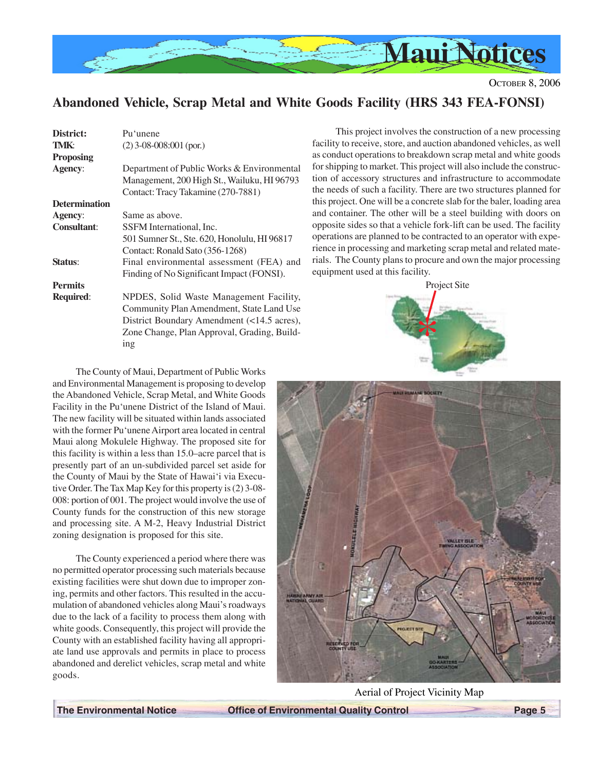## Abandoned Vehicle, Scrap Metal and White Goods Facility (HRS 343 FEA-FONSI)

**District:** Pu'unene
**TMK:** (2) 3-08-008:001 (por.)
**Proposing Agency:** Department of Public Works & Environmental Management, 200 High St., Wailuku, HI 96793
Contact: Tracy Takamine (270-7881)
**Determination Agency:** Same as above.
**Consultant:** SSFM International, Inc.
501 Sumner St., Ste. 620, Honolulu, HI 96817
Contact: Ronald Sato (356-1268)
**Status:** Final environmental assessment (FEA) and Finding of No Significant Impact (FONSI).
**Permits Required:** NPDES, Solid Waste Management Facility, Community Plan Amendment, State Land Use District Boundary Amendment (<14.5 acres), Zone Change, Plan Approval, Grading, Building

The County of Maui, Department of Public Works and Environmental Management is proposing to develop the Abandoned Vehicle, Scrap Metal, and White Goods Facility in the Pu'unene District of the Island of Maui. The new facility will be situated within lands associated with the former Pu'unene Airport area located in central Maui along Mokulele Highway. The proposed site for this facility is within a less than 15.0–acre parcel that is presently part of an un-subdivided parcel set aside for the County of Maui by the State of Hawai'i via Executive Order. The Tax Map Key for this property is (2) 3-08-008: portion of 001. The project would involve the use of County funds for the construction of this new storage and processing site. A M-2, Heavy Industrial District zoning designation is proposed for this site.

The County experienced a period where there was no permitted operator processing such materials because existing facilities were shut down due to improper zoning, permits and other factors. This resulted in the accumulation of abandoned vehicles along Maui's roadways due to the lack of a facility to process them along with white goods. Consequently, this project will provide the County with an established facility having all appropriate land use approvals and permits in place to process abandoned and derelict vehicles, scrap metal and white goods.

This project involves the construction of a new processing facility to receive, store, and auction abandoned vehicles, as well as conduct operations to breakdown scrap metal and white goods for shipping to market. This project will also include the construction of accessory structures and infrastructure to accommodate the needs of such a facility. There are two structures planned for this project. One will be a concrete slab for the baler, loading area and container. The other will be a steel building with doors on opposite sides so that a vehicle fork-lift can be used. The facility operations are planned to be contracted to an operator with experience in processing and marketing scrap metal and related materials. The County plans to procure and own the major processing equipment used at this facility.

Project Site

Aerial of Project Vicinity Map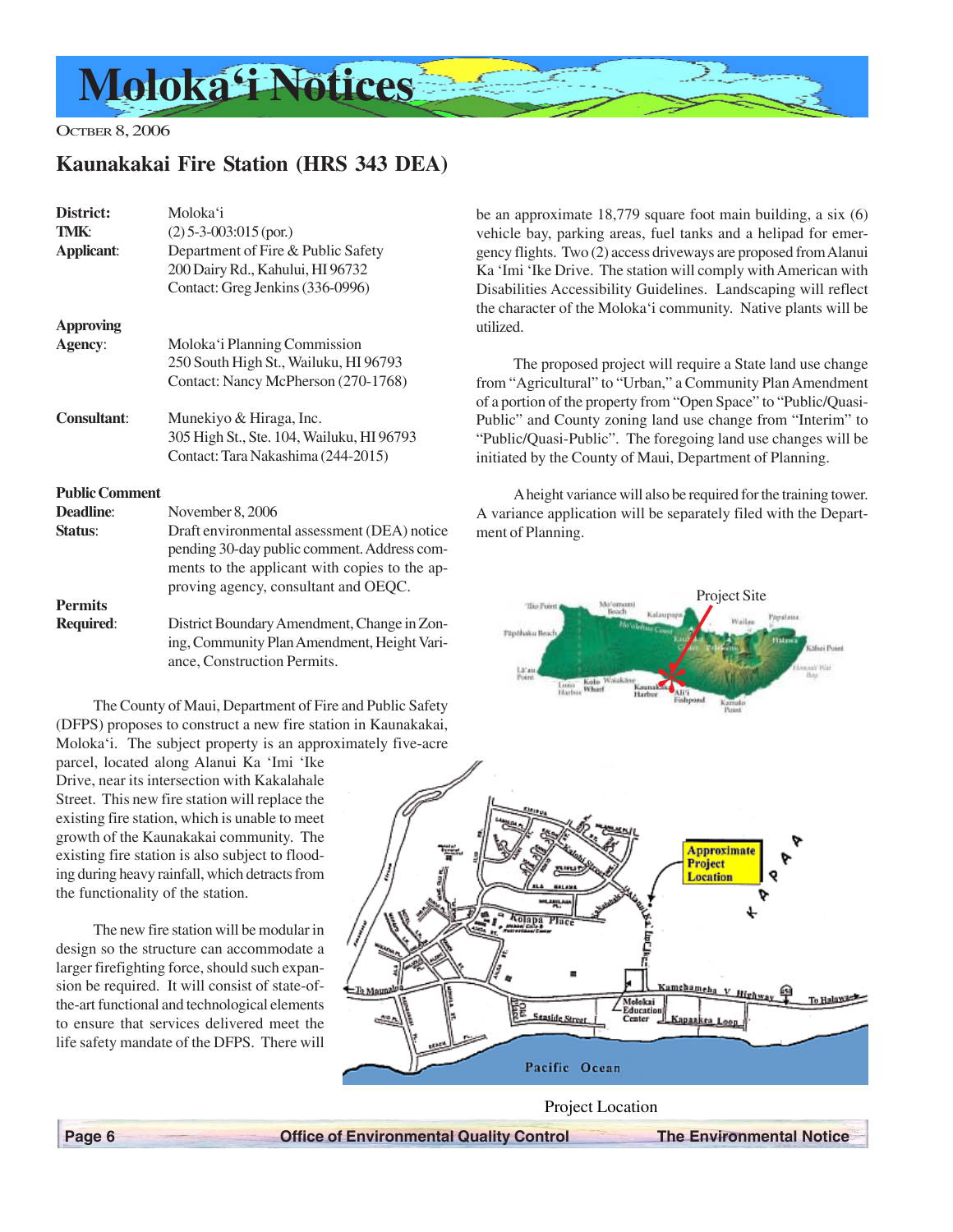# Moloka'i Notices

OCTOBER 8, 2006

## Kaunakakai Fire Station (HRS 343 DEA)

**District:** Molokaʻi
**TMK:** (2) 5-3-003:015 (por.)
**Applicant:** Department of Fire & Public Safety
200 Dairy Rd., Kahului, HI 96732
Contact: Greg Jenkins (336-0996)

**Approving Agency:** Molokaʻi Planning Commission
250 South High St., Wailuku, HI 96793
Contact: Nancy McPherson (270-1768)

**Consultant:** Munekiyo & Hiraga, Inc.
305 High St., Ste. 104, Wailuku, HI 96793
Contact: Tara Nakashima (244-2015)

**Public Comment Deadline:** November 8, 2006
**Status:** Draft environmental assessment (DEA) notice pending 30-day public comment. Address comments to the applicant with copies to the approving agency, consultant and OEQC.

**Permits Required:** District Boundary Amendment, Change in Zoning, Community Plan Amendment, Height Variance, Construction Permits.

The County of Maui, Department of Fire and Public Safety (DFPS) proposes to construct a new fire station in Kaunakakai, Molokaʻi. The subject property is an approximately five-acre parcel, located along Alanui Ka ʻImi ʻIke Drive, near its intersection with Kakalahale Street. This new fire station will replace the existing fire station, which is unable to meet growth of the Kaunakakai community. The existing fire station is also subject to flooding during heavy rainfall, which detracts from the functionality of the station.

The new fire station will be modular in design so the structure can accommodate a larger firefighting force, should such expansion be required. It will consist of state-of-the-art functional and technological elements to ensure that services delivered meet the life safety mandate of the DFPS. There will be an approximate 18,779 square foot main building, a six (6) vehicle bay, parking areas, fuel tanks and a helipad for emergency flights. Two (2) access driveways are proposed from Alanui Ka ʻImi ʻIke Drive. The station will comply with American with Disabilities Accessibility Guidelines. Landscaping will reflect the character of the Molokaʻi community. Native plants will be utilized.

The proposed project will require a State land use change from "Agricultural" to "Urban," a Community Plan Amendment of a portion of the property from "Open Space" to "Public/Quasi-Public" and County zoning land use change from "Interim" to "Public/Quasi-Public". The foregoing land use changes will be initiated by the County of Maui, Department of Planning.

A height variance will also be required for the training tower. A variance application will be separately filed with the Department of Planning.

Project Site

Project Location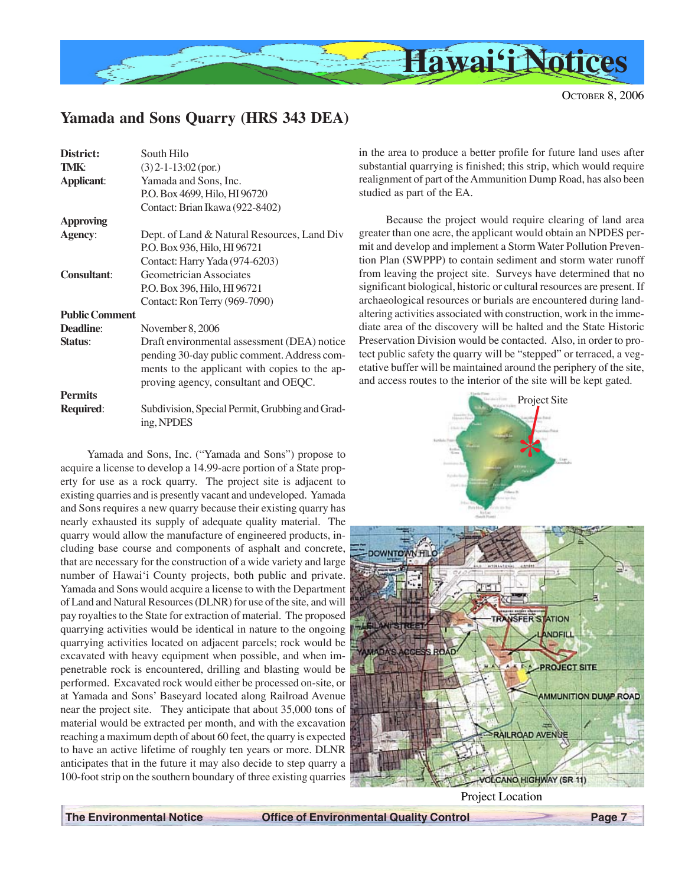## Yamada and Sons Quarry (HRS 343 DEA)

| | |
|---|---|
| **District:** | South Hilo |
| **TMK:** | (3) 2-1-13:02 (por.) |
| **Applicant:** | Yamada and Sons, Inc.<br>P.O. Box 4699, Hilo, HI 96720<br>Contact: Brian Ikawa (922-8402) |
| **Approving Agency:** | Dept. of Land & Natural Resources, Land Div<br>P.O. Box 936, Hilo, HI 96721<br>Contact: Harry Yada (974-6203) |
| **Consultant:** | Geometrician Associates<br>P.O. Box 396, Hilo, HI 96721<br>Contact: Ron Terry (969-7090) |
| **Public Comment Deadline:** | November 8, 2006 |
| **Status:** | Draft environmental assessment (DEA) notice pending 30-day public comment. Address comments to the applicant with copies to the approving agency, consultant and OEQC. |
| **Permits Required:** | Subdivision, Special Permit, Grubbing and Grading, NPDES |

Yamada and Sons, Inc. ("Yamada and Sons") propose to acquire a license to develop a 14.99-acre portion of a State property for use as a rock quarry. The project site is adjacent to existing quarries and is presently vacant and undeveloped. Yamada and Sons requires a new quarry because their existing quarry has nearly exhausted its supply of adequate quality material. The quarry would allow the manufacture of engineered products, including base course and components of asphalt and concrete, that are necessary for the construction of a wide variety and large number of Hawai'i County projects, both public and private. Yamada and Sons would acquire a license to with the Department of Land and Natural Resources (DLNR) for use of the site, and will pay royalties to the State for extraction of material. The proposed quarrying activities would be identical in nature to the ongoing quarrying activities located on adjacent parcels; rock would be excavated with heavy equipment when possible, and when impenetrable rock is encountered, drilling and blasting would be performed. Excavated rock would either be processed on-site, or at Yamada and Sons' Baseyard located along Railroad Avenue near the project site. They anticipate that about 35,000 tons of material would be extracted per month, and with the excavation reaching a maximum depth of about 60 feet, the quarry is expected to have an active lifetime of roughly ten years or more. DLNR anticipates that in the future it may also decide to step quarry a 100-foot strip on the southern boundary of three existing quarries in the area to produce a better profile for future land uses after substantial quarrying is finished; this strip, which would require realignment of part of the Ammunition Dump Road, has also been studied as part of the EA.

Because the project would require clearing of land area greater than one acre, the applicant would obtain an NPDES permit and develop and implement a Storm Water Pollution Prevention Plan (SWPPP) to contain sediment and storm water runoff from leaving the project site. Surveys have determined that no significant biological, historic or cultural resources are present. If archaeological resources or burials are encountered during land-altering activities associated with construction, work in the immediate area of the discovery will be halted and the State Historic Preservation Division would be contacted. Also, in order to protect public safety the quarry will be "stepped" or terraced, a vegetative buffer will be maintained around the periphery of the site, and access routes to the interior of the site will be kept gated.

Project Location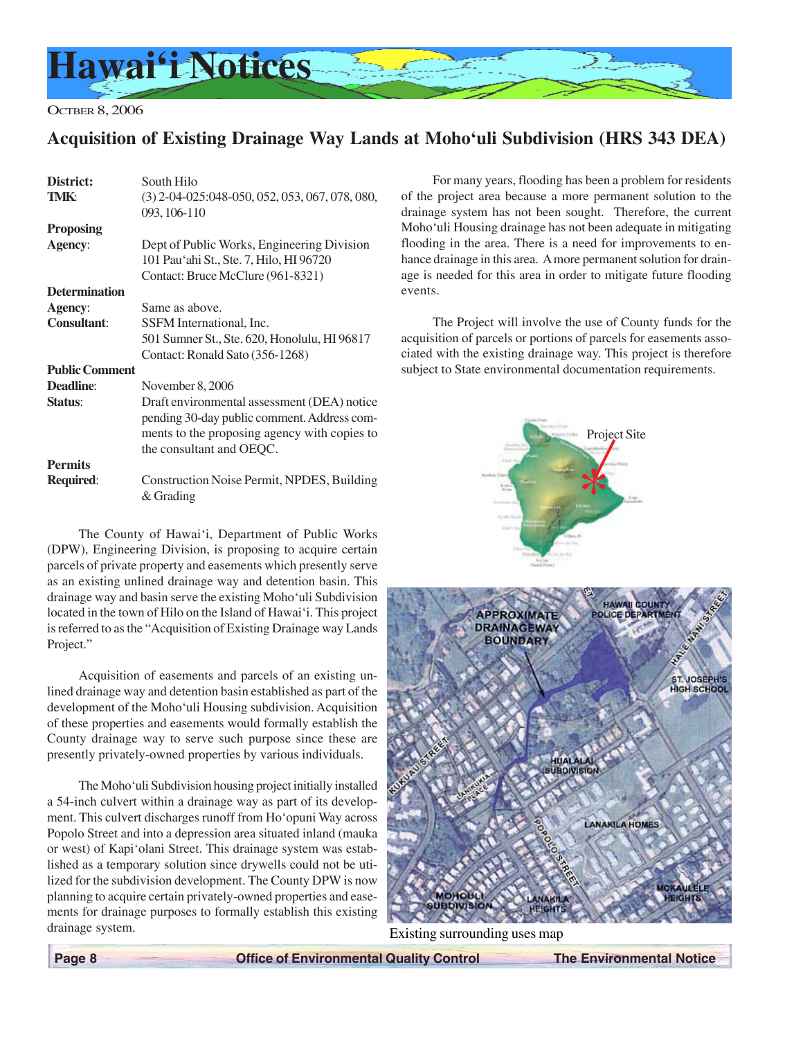# Hawai'i Notices

October 8, 2006

## Acquisition of Existing Drainage Way Lands at Moho'uli Subdivision (HRS 343 DEA)

**District:** South Hilo
**TMK:** (3) 2-04-025:048-050, 052, 053, 067, 078, 080, 093, 106-110
**Proposing Agency:** Dept of Public Works, Engineering Division
101 Pau'ahi St., Ste. 7, Hilo, HI 96720
Contact: Bruce McClure (961-8321)
**Determination Agency:** Same as above.
**Consultant:** SSFM International, Inc.
501 Sumner St., Ste. 620, Honolulu, HI 96817
Contact: Ronald Sato (356-1268)
**Public Comment Deadline:** November 8, 2006
**Status:** Draft environmental assessment (DEA) notice pending 30-day public comment. Address comments to the proposing agency with copies to the consultant and OEQC.
**Permits Required:** Construction Noise Permit, NPDES, Building & Grading

The County of Hawai'i, Department of Public Works (DPW), Engineering Division, is proposing to acquire certain parcels of private property and easements which presently serve as an existing unlined drainage way and detention basin. This drainage way and basin serve the existing Moho'uli Subdivision located in the town of Hilo on the Island of Hawai'i. This project is referred to as the "Acquisition of Existing Drainage way Lands Project."

Acquisition of easements and parcels of an existing unlined drainage way and detention basin established as part of the development of the Moho'uli Housing subdivision. Acquisition of these properties and easements would formally establish the County drainage way to serve such purpose since these are presently privately-owned properties by various individuals.

The Moho'uli Subdivision housing project initially installed a 54-inch culvert within a drainage way as part of its development. This culvert discharges runoff from Ho'opuni Way across Popolo Street and into a depression area situated inland (mauka or west) of Kapi'olani Street. This drainage system was established as a temporary solution since drywells could not be utilized for the subdivision development. The County DPW is now planning to acquire certain privately-owned properties and easements for drainage purposes to formally establish this existing drainage system.

For many years, flooding has been a problem for residents of the project area because a more permanent solution to the drainage system has not been sought. Therefore, the current Moho'uli Housing drainage has not been adequate in mitigating flooding in the area. There is a need for improvements to enhance drainage in this area. A more permanent solution for drainage is needed for this area in order to mitigate future flooding events.

The Project will involve the use of County funds for the acquisition of parcels or portions of parcels for easements associated with the existing drainage way. This project is therefore subject to State environmental documentation requirements.

Project Site

Existing surrounding uses map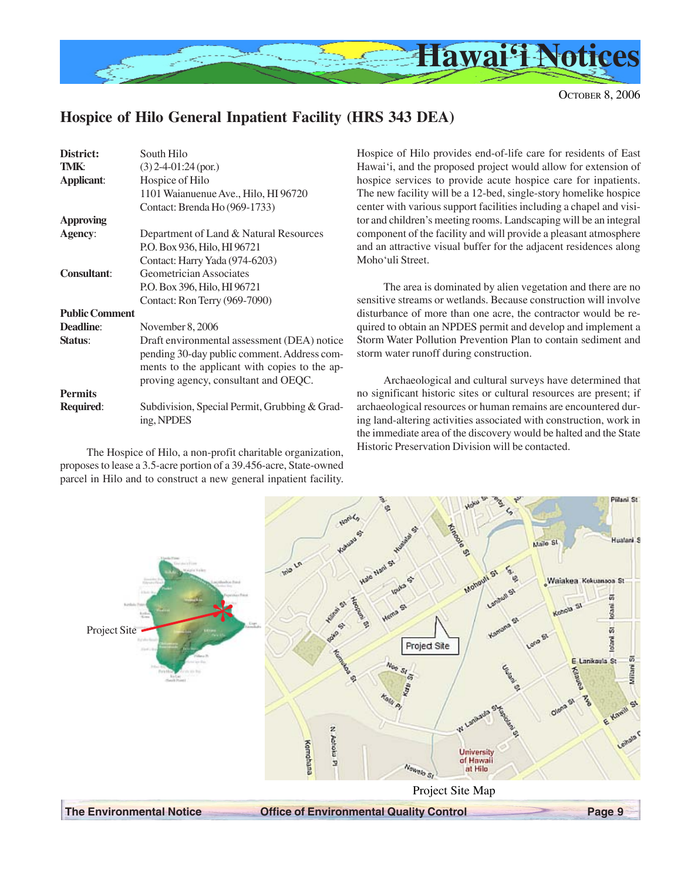## Hospice of Hilo General Inpatient Facility (HRS 343 DEA)

**District:** South Hilo
**TMK:** (3) 2-4-01:24 (por.)
**Applicant:** Hospice of Hilo
1101 Waianuenue Ave., Hilo, HI 96720
Contact: Brenda Ho (969-1733)

**Approving Agency:** Department of Land & Natural Resources
P.O. Box 936, Hilo, HI 96721
Contact: Harry Yada (974-6203)

**Consultant:** Geometrician Associates
P.O. Box 396, Hilo, HI 96721
Contact: Ron Terry (969-7090)

**Public Comment Deadline:** November 8, 2006

**Status:** Draft environmental assessment (DEA) notice pending 30-day public comment. Address comments to the applicant with copies to the approving agency, consultant and OEQC.

**Permits Required:** Subdivision, Special Permit, Grubbing & Grading, NPDES

The Hospice of Hilo, a non-profit charitable organization, proposes to lease a 3.5-acre portion of a 39.456-acre, State-owned parcel in Hilo and to construct a new general inpatient facility. Hospice of Hilo provides end-of-life care for residents of East Hawai'i, and the proposed project would allow for extension of hospice services to provide acute hospice care for inpatients. The new facility will be a 12-bed, single-story homelike hospice center with various support facilities including a chapel and visitor and children's meeting rooms. Landscaping will be an integral component of the facility and will provide a pleasant atmosphere and an attractive visual buffer for the adjacent residences along Moho'uli Street.

The area is dominated by alien vegetation and there are no sensitive streams or wetlands. Because construction will involve disturbance of more than one acre, the contractor would be required to obtain an NPDES permit and develop and implement a Storm Water Pollution Prevention Plan to contain sediment and storm water runoff during construction.

Archaeological and cultural surveys have determined that no significant historic sites or cultural resources are present; if archaeological resources or human remains are encountered during land-altering activities associated with construction, work in the immediate area of the discovery would be halted and the State Historic Preservation Division will be contacted.

Project Site

Project Site Map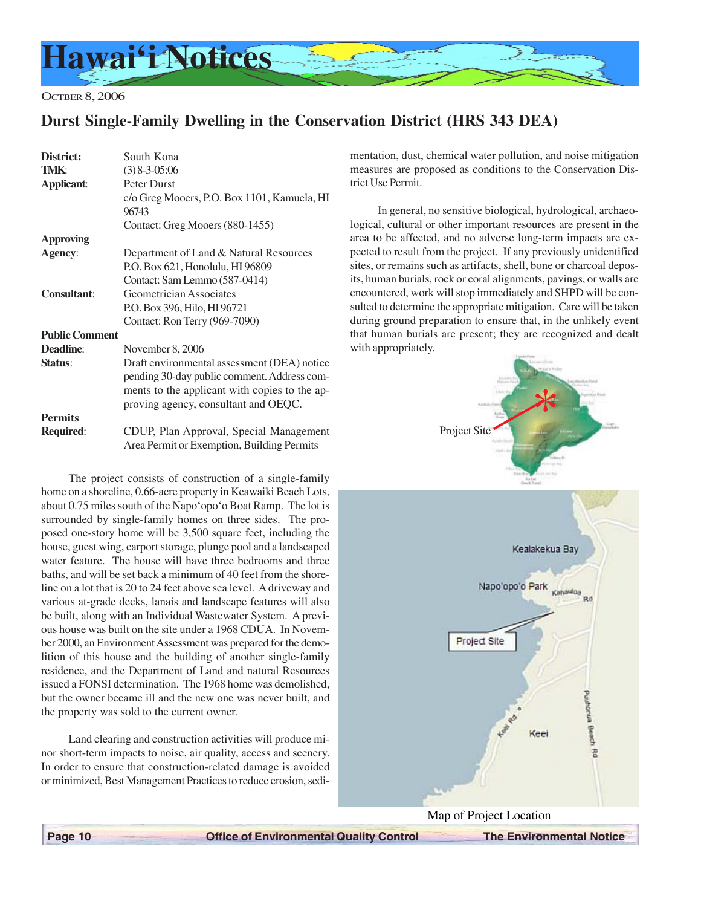OCTOBER 8, 2006

## Durst Single-Family Dwelling in the Conservation District (HRS 343 DEA)

| | |
|---|---|
| **District:** | South Kona |
| **TMK:** | (3) 8-3-05:06 |
| **Applicant:** | Peter Durst<br>c/o Greg Mooers, P.O. Box 1101, Kamuela, HI 96743<br>Contact: Greg Mooers (880-1455) |
| **Approving Agency:** | Department of Land & Natural Resources<br>P.O. Box 621, Honolulu, HI 96809<br>Contact: Sam Lemmo (587-0414) |
| **Consultant:** | Geometrician Associates<br>P.O. Box 396, Hilo, HI 96721<br>Contact: Ron Terry (969-7090) |
| **Public Comment Deadline:** | November 8, 2006 |
| **Status:** | Draft environmental assessment (DEA) notice pending 30-day public comment. Address comments to the applicant with copies to the approving agency, consultant and OEQC. |
| **Permits Required:** | CDUP, Plan Approval, Special Management Area Permit or Exemption, Building Permits |

The project consists of construction of a single-family home on a shoreline, 0.66-acre property in Keawaiki Beach Lots, about 0.75 miles south of the Napo'opo'o Boat Ramp. The lot is surrounded by single-family homes on three sides. The proposed one-story home will be 3,500 square feet, including the house, guest wing, carport storage, plunge pool and a landscaped water feature. The house will have three bedrooms and three baths, and will be set back a minimum of 40 feet from the shoreline on a lot that is 20 to 24 feet above sea level. A driveway and various at-grade decks, lanais and landscape features will also be built, along with an Individual Wastewater System. A previous house was built on the site under a 1968 CDUA. In November 2000, an Environment Assessment was prepared for the demolition of this house and the building of another single-family residence, and the Department of Land and natural Resources issued a FONSI determination. The 1968 home was demolished, but the owner became ill and the new one was never built, and the property was sold to the current owner.

Land clearing and construction activities will produce minor short-term impacts to noise, air quality, access and scenery. In order to ensure that construction-related damage is avoided or minimized, Best Management Practices to reduce erosion, sedimentation, dust, chemical water pollution, and noise mitigation measures are proposed as conditions to the Conservation District Use Permit.

In general, no sensitive biological, hydrological, archaeological, cultural or other important resources are present in the area to be affected, and no adverse long-term impacts are expected to result from the project. If any previously unidentified sites, or remains such as artifacts, shell, bone or charcoal deposits, human burials, rock or coral alignments, pavings, or walls are encountered, work will stop immediately and SHPD will be consulted to determine the appropriate mitigation. Care will be taken during ground preparation to ensure that, in the unlikely event that human burials are present; they are recognized and dealt with appropriately.

Map of Project Location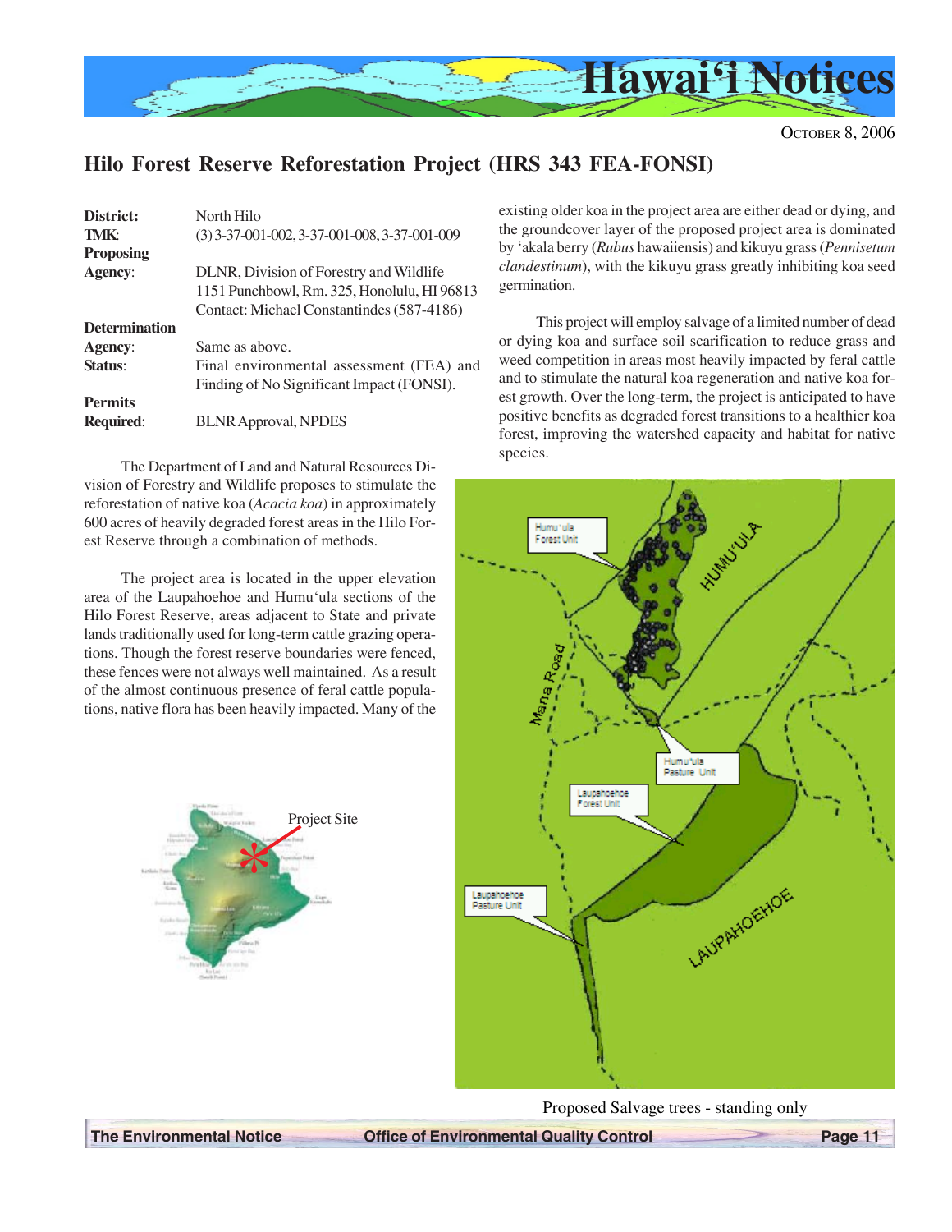## Hilo Forest Reserve Reforestation Project (HRS 343 FEA-FONSI)

**District**: North Hilo
**TMK**: (3) 3-37-001-002, 3-37-001-008, 3-37-001-009
**Proposing Agency**: DLNR, Division of Forestry and Wildlife
1151 Punchbowl, Rm. 325, Honolulu, HI 96813
Contact: Michael Constantindes (587-4186)
**Determination Agency**: Same as above.
**Status**: Final environmental assessment (FEA) and Finding of No Significant Impact (FONSI).
**Permits Required**: BLNR Approval, NPDES

The Department of Land and Natural Resources Division of Forestry and Wildlife proposes to stimulate the reforestation of native koa (*Acacia koa*) in approximately 600 acres of heavily degraded forest areas in the Hilo Forest Reserve through a combination of methods.

The project area is located in the upper elevation area of the Laupahoehoe and Humu'ula sections of the Hilo Forest Reserve, areas adjacent to State and private lands traditionally used for long-term cattle grazing operations. Though the forest reserve boundaries were fenced, these fences were not always well maintained. As a result of the almost continuous presence of feral cattle populations, native flora has been heavily impacted. Many of the existing older koa in the project area are either dead or dying, and the groundcover layer of the proposed project area is dominated by 'akala berry (*Rubus* hawaiiensis) and kikuyu grass (*Pennisetum clandestinum*), with the kikuyu grass greatly inhibiting koa seed germination.

This project will employ salvage of a limited number of dead or dying koa and surface soil scarification to reduce grass and weed competition in areas most heavily impacted by feral cattle and to stimulate the natural koa regeneration and native koa forest growth. Over the long-term, the project is anticipated to have positive benefits as degraded forest transitions to a healthier koa forest, improving the watershed capacity and habitat for native species.

Project Site

Proposed Salvage trees - standing only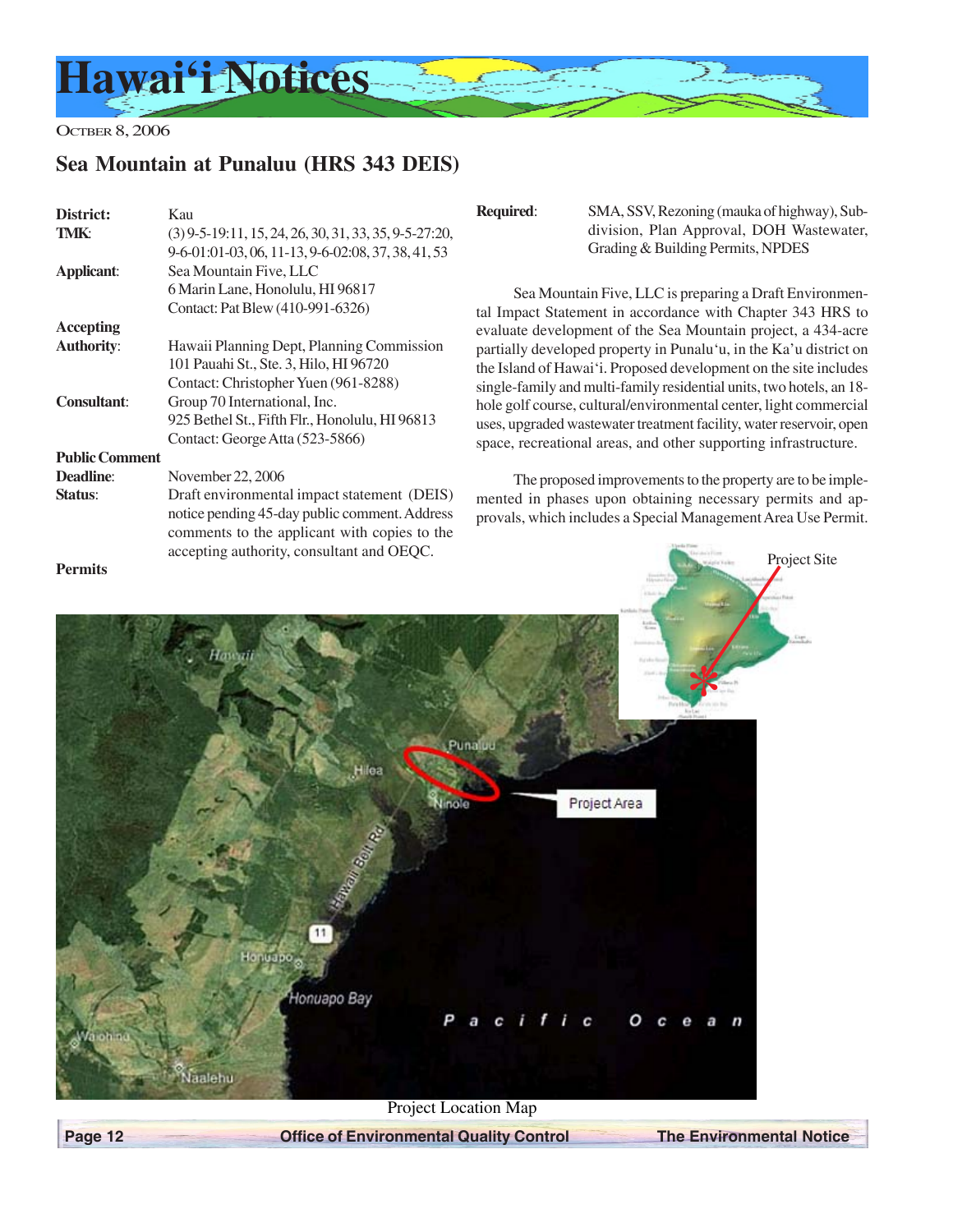# Hawai'i Notices

OCTBER 8, 2006

## Sea Mountain at Punaluu (HRS 343 DEIS)

**District**: Kau

**TMK**: (3) 9-5-19:11, 15, 24, 26, 30, 31, 33, 35, 9-5-27:20, 9-6-01:01-03, 06, 11-13, 9-6-02:08, 37, 38, 41, 53

**Applicant**: Sea Mountain Five, LLC
6 Marin Lane, Honolulu, HI 96817
Contact: Pat Blew (410-991-6326)

**Accepting Authority**: Hawaii Planning Dept, Planning Commission
101 Pauahi St., Ste. 3, Hilo, HI 96720
Contact: Christopher Yuen (961-8288)

**Consultant**: Group 70 International, Inc.
925 Bethel St., Fifth Flr., Honolulu, HI 96813
Contact: George Atta (523-5866)

**Public Comment Deadline**: November 22, 2006

**Status**: Draft environmental impact statement (DEIS) notice pending 45-day public comment. Address comments to the applicant with copies to the accepting authority, consultant and OEQC.

**Permits Required**: SMA, SSV, Rezoning (mauka of highway), Subdivision, Plan Approval, DOH Wastewater, Grading & Building Permits, NPDES

Sea Mountain Five, LLC is preparing a Draft Environmental Impact Statement in accordance with Chapter 343 HRS to evaluate development of the Sea Mountain project, a 434-acre partially developed property in Punalu'u, in the Ka'u district on the Island of Hawai'i. Proposed development on the site includes single-family and multi-family residential units, two hotels, an 18-hole golf course, cultural/environmental center, light commercial uses, upgraded wastewater treatment facility, water reservoir, open space, recreational areas, and other supporting infrastructure.

The proposed improvements to the property are to be implemented in phases upon obtaining necessary permits and approvals, which includes a Special Management Area Use Permit.

Project Location Map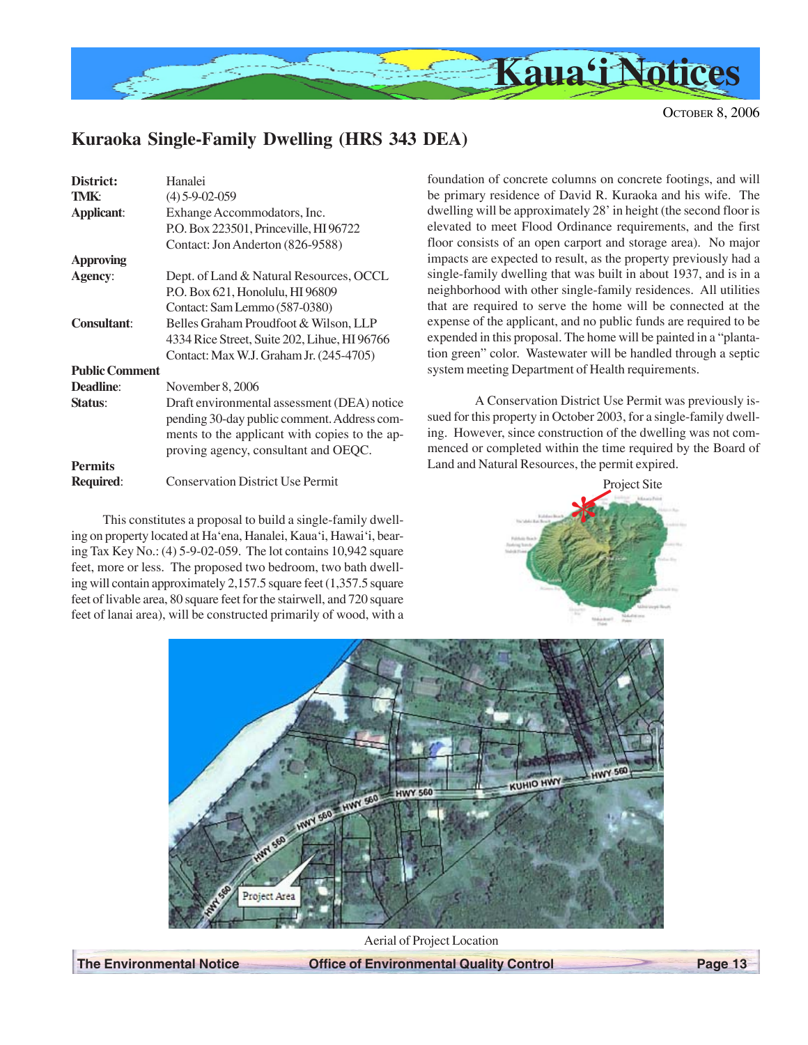## Kuraoka Single-Family Dwelling (HRS 343 DEA)

| | |
|---|---|
| **District**: | Hanalei |
| **TMK**: | (4) 5-9-02-059 |
| **Applicant**: | Exhange Accommodators, Inc.<br>P.O. Box 223501, Princeville, HI 96722<br>Contact: Jon Anderton (826-9588) |
| **Approving Agency**: | Dept. of Land & Natural Resources, OCCL<br>P.O. Box 621, Honolulu, HI 96809<br>Contact: Sam Lemmo (587-0380) |
| **Consultant**: | Belles Graham Proudfoot & Wilson, LLP<br>4334 Rice Street, Suite 202, Lihue, HI 96766<br>Contact: Max W.J. Graham Jr. (245-4705) |
| **Public Comment Deadline**: | November 8, 2006 |
| **Status**: | Draft environmental assessment (DEA) notice pending 30-day public comment. Address comments to the applicant with copies to the approving agency, consultant and OEQC. |
| **Permits Required**: | Conservation District Use Permit |

This constitutes a proposal to build a single-family dwelling on property located at Ha'ena, Hanalei, Kaua'i, Hawai'i, bearing Tax Key No.: (4) 5-9-02-059. The lot contains 10,942 square feet, more or less. The proposed two bedroom, two bath dwelling will contain approximately 2,157.5 square feet (1,357.5 square feet of livable area, 80 square feet for the stairwell, and 720 square feet of lanai area), will be constructed primarily of wood, with a foundation of concrete columns on concrete footings, and will be primary residence of David R. Kuraoka and his wife. The dwelling will be approximately 28' in height (the second floor is elevated to meet Flood Ordinance requirements, and the first floor consists of an open carport and storage area). No major impacts are expected to result, as the property previously had a single-family dwelling that was built in about 1937, and is in a neighborhood with other single-family residences. All utilities that are required to serve the home will be connected at the expense of the applicant, and no public funds are required to be expended in this proposal. The home will be painted in a "plantation green" color. Wastewater will be handled through a septic system meeting Department of Health requirements.

A Conservation District Use Permit was previously issued for this property in October 2003, for a single-family dwelling. However, since construction of the dwelling was not commenced or completed within the time required by the Board of Land and Natural Resources, the permit expired.

Project Site

Aerial of Project Location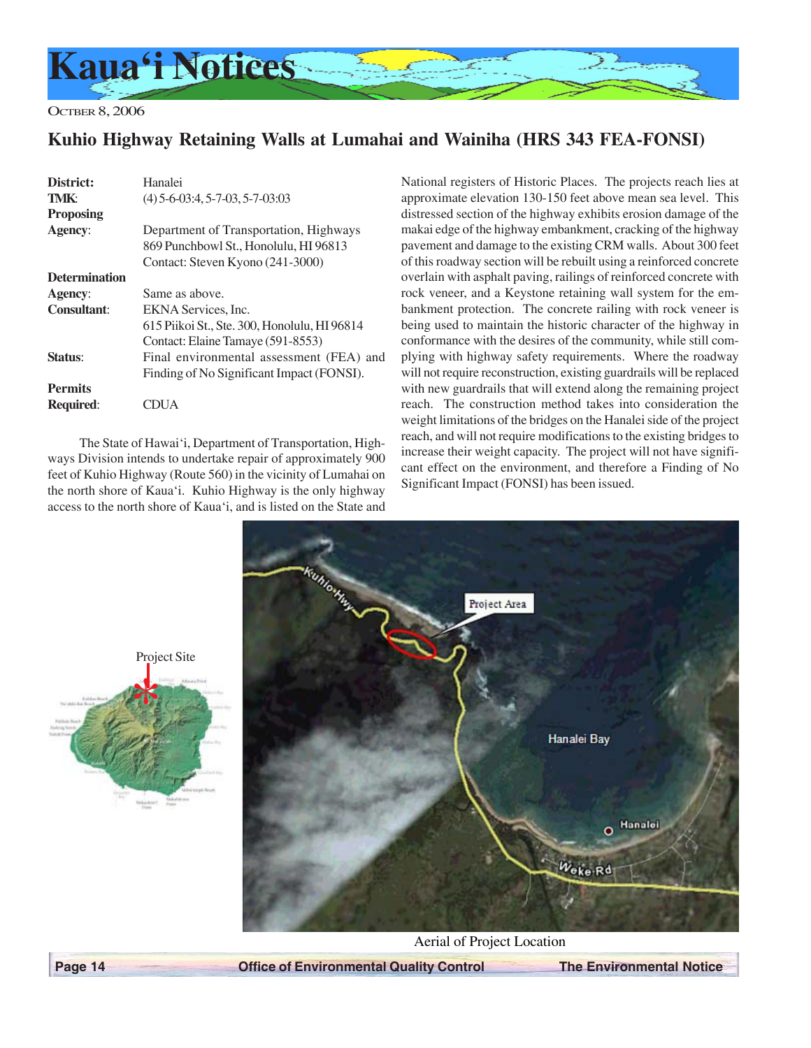## Kuhio Highway Retaining Walls at Lumahai and Wainiha (HRS 343 FEA-FONSI)

**District:** Hanalei
**TMK:** (4) 5-6-03:4, 5-7-03, 5-7-03:03
**Proposing Agency:** Department of Transportation, Highways
869 Punchbowl St., Honolulu, HI 96813
Contact: Steven Kyono (241-3000)
**Determination Agency:** Same as above.
**Consultant:** EKNA Services, Inc.
615 Piikoi St., Ste. 300, Honolulu, HI 96814
Contact: Elaine Tamaye (591-8553)
**Status:** Final environmental assessment (FEA) and Finding of No Significant Impact (FONSI).
**Permits Required:** CDUA

The State of Hawai'i, Department of Transportation, Highways Division intends to undertake repair of approximately 900 feet of Kuhio Highway (Route 560) in the vicinity of Lumahai on the north shore of Kaua'i. Kuhio Highway is the only highway access to the north shore of Kaua'i, and is listed on the State and National registers of Historic Places. The projects reach lies at approximate elevation 130-150 feet above mean sea level. This distressed section of the highway exhibits erosion damage of the makai edge of the highway embankment, cracking of the highway pavement and damage to the existing CRM walls. About 300 feet of this roadway section will be rebuilt using a reinforced concrete overlain with asphalt paving, railings of reinforced concrete with rock veneer, and a Keystone retaining wall system for the embankment protection. The concrete railing with rock veneer is being used to maintain the historic character of the highway in conformance with the desires of the community, while still complying with highway safety requirements. Where the roadway will not require reconstruction, existing guardrails will be replaced with new guardrails that will extend along the remaining project reach. The construction method takes into consideration the weight limitations of the bridges on the Hanalei side of the project reach, and will not require modifications to the existing bridges to increase their weight capacity. The project will not have significant effect on the environment, and therefore a Finding of No Significant Impact (FONSI) has been issued.

Project Site

Aerial of Project Location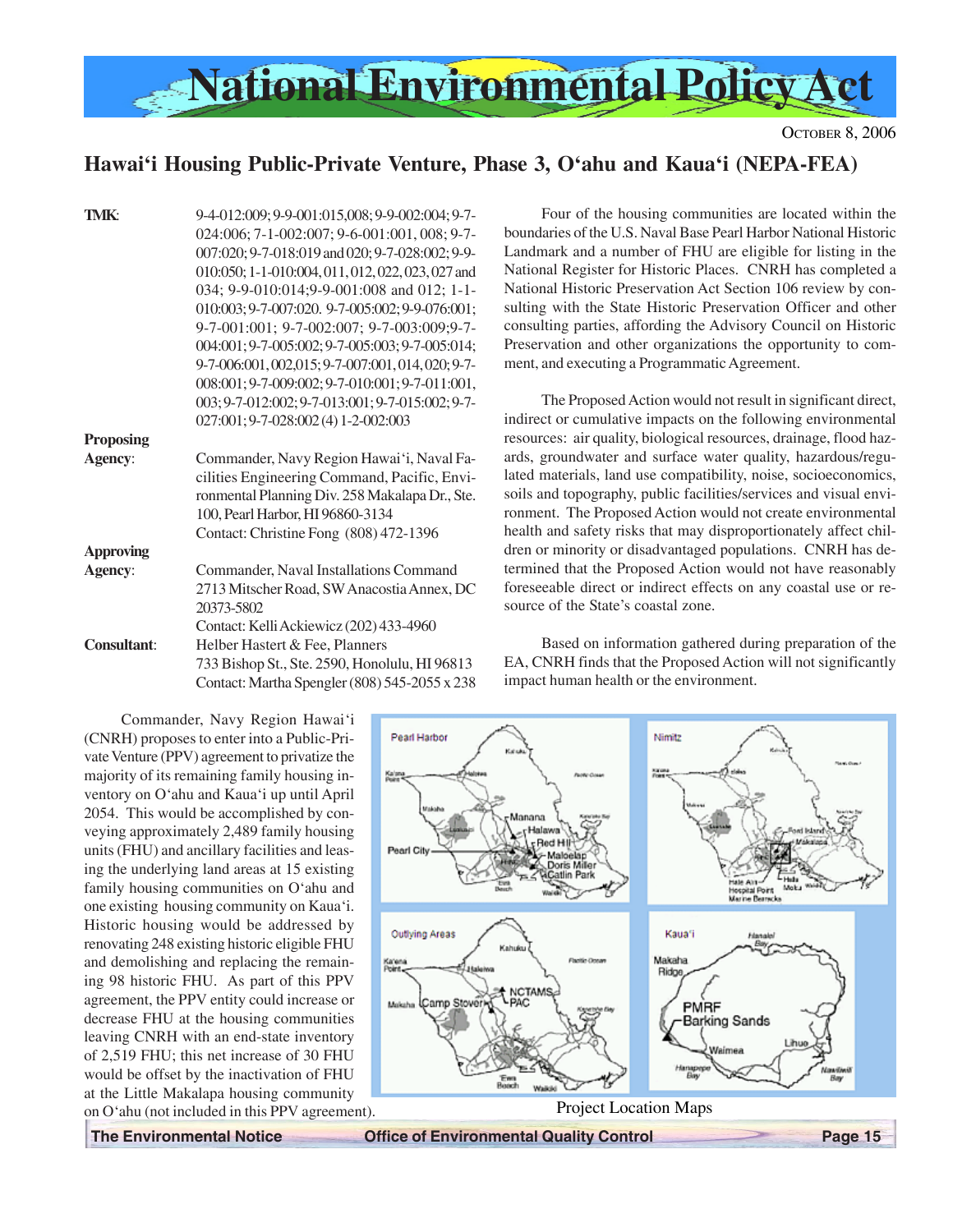# National Environmental Policy Act

October 8, 2006

## Hawai'i Housing Public-Private Venture, Phase 3, O'ahu and Kaua'i (NEPA-FEA)

**TMK**: 9-4-012:009; 9-9-001:015,008; 9-9-002:004; 9-7-024:006; 7-1-002:007; 9-6-001:001, 008; 9-7-007:020; 9-7-018:019 and 020; 9-7-028:002; 9-9-010:050; 1-1-010:004, 011, 012, 022, 023, 027 and 034; 9-9-010:014;9-9-001:008 and 012; 1-1-010:003; 9-7-007:020. 9-7-005:002; 9-9-076:001; 9-7-001:001; 9-7-002:007; 9-7-003:009;9-7-004:001; 9-7-005:002; 9-7-005:003; 9-7-005:014; 9-7-006:001, 002,015; 9-7-007:001, 014, 020; 9-7-008:001; 9-7-009:002; 9-7-010:001; 9-7-011:001, 003; 9-7-012:002; 9-7-013:001; 9-7-015:002; 9-7-027:001; 9-7-028:002 (4) 1-2-002:003

**Proposing Agency**: Commander, Navy Region Hawai'i, Naval Facilities Engineering Command, Pacific, Environmental Planning Div. 258 Makalapa Dr., Ste. 100, Pearl Harbor, HI 96860-3134
Contact: Christine Fong (808) 472-1396

**Approving Agency**: Commander, Naval Installations Command
2713 Mitscher Road, SW Anacostia Annex, DC 20373-5802
Contact: Kelli Ackiewicz (202) 433-4960

**Consultant**: Helber Hastert & Fee, Planners
733 Bishop St., Ste. 2590, Honolulu, HI 96813
Contact: Martha Spengler (808) 545-2055 x 238

Commander, Navy Region Hawai'i (CNRH) proposes to enter into a Public-Private Venture (PPV) agreement to privatize the majority of its remaining family housing inventory on O'ahu and Kaua'i up until April 2054. This would be accomplished by conveying approximately 2,489 family housing units (FHU) and ancillary facilities and leasing the underlying land areas at 15 existing family housing communities on O'ahu and one existing housing community on Kaua'i. Historic housing would be addressed by renovating 248 existing historic eligible FHU and demolishing and replacing the remaining 98 historic FHU. As part of this PPV agreement, the PPV entity could increase or decrease FHU at the housing communities leaving CNRH with an end-state inventory of 2,519 FHU; this net increase of 30 FHU would be offset by the inactivation of FHU at the Little Makalapa housing community on O'ahu (not included in this PPV agreement).

Four of the housing communities are located within the boundaries of the U.S. Naval Base Pearl Harbor National Historic Landmark and a number of FHU are eligible for listing in the National Register for Historic Places. CNRH has completed a National Historic Preservation Act Section 106 review by consulting with the State Historic Preservation Officer and other consulting parties, affording the Advisory Council on Historic Preservation and other organizations the opportunity to comment, and executing a Programmatic Agreement.

The Proposed Action would not result in significant direct, indirect or cumulative impacts on the following environmental resources: air quality, biological resources, drainage, flood hazards, groundwater and surface water quality, hazardous/regulated materials, land use compatibility, noise, socioeconomics, soils and topography, public facilities/services and visual environment. The Proposed Action would not create environmental health and safety risks that may disproportionately affect children or minority or disadvantaged populations. CNRH has determined that the Proposed Action would not have reasonably foreseeable direct or indirect effects on any coastal use or resource of the State's coastal zone.

Based on information gathered during preparation of the EA, CNRH finds that the Proposed Action will not significantly impact human health or the environment.

Project Location Maps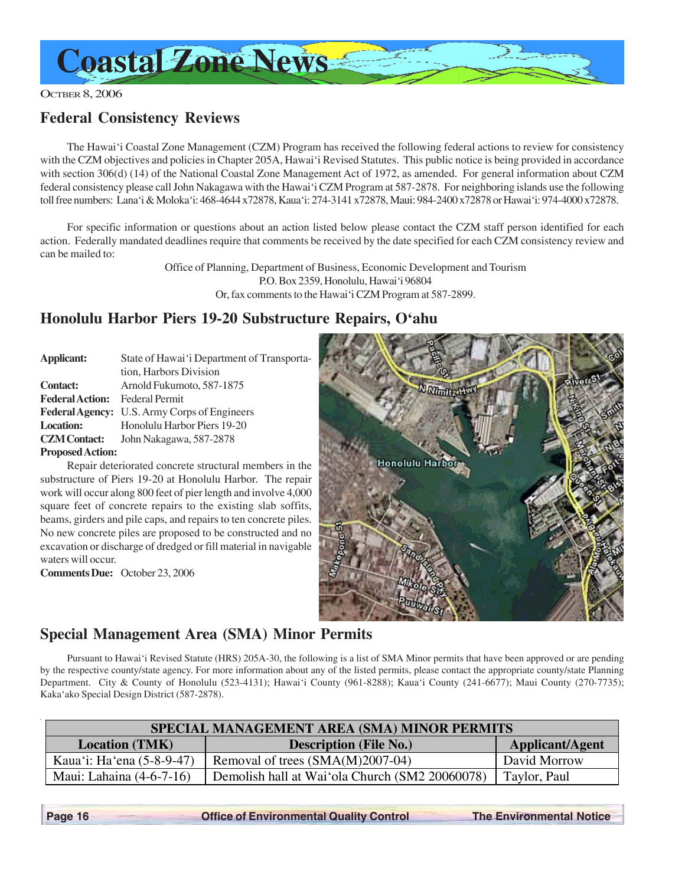# Coastal Zone News

OCTBER 8, 2006

## Federal Consistency Reviews

The Hawai'i Coastal Zone Management (CZM) Program has received the following federal actions to review for consistency with the CZM objectives and policies in Chapter 205A, Hawai'i Revised Statutes. This public notice is being provided in accordance with section 306(d) (14) of the National Coastal Zone Management Act of 1972, as amended. For general information about CZM federal consistency please call John Nakagawa with the Hawai'i CZM Program at 587-2878. For neighboring islands use the following toll free numbers: Lana'i & Moloka'i: 468-4644 x72878, Kaua'i: 274-3141 x72878, Maui: 984-2400 x72878 or Hawai'i: 974-4000 x72878.

For specific information or questions about an action listed below please contact the CZM staff person identified for each action. Federally mandated deadlines require that comments be received by the date specified for each CZM consistency review and can be mailed to:

Office of Planning, Department of Business, Economic Development and Tourism
P.O. Box 2359, Honolulu, Hawai'i 96804
Or, fax comments to the Hawai'i CZM Program at 587-2899.

## Honolulu Harbor Piers 19-20 Substructure Repairs, O'ahu

**Applicant:** State of Hawai'i Department of Transportation, Harbors Division
**Contact:** Arnold Fukumoto, 587-1875
**Federal Action:** Federal Permit
**Federal Agency:** U.S. Army Corps of Engineers
**Location:** Honolulu Harbor Piers 19-20
**CZM Contact:** John Nakagawa, 587-2878
**Proposed Action:**

Repair deteriorated concrete structural members in the substructure of Piers 19-20 at Honolulu Harbor. The repair work will occur along 800 feet of pier length and involve 4,000 square feet of concrete repairs to the existing slab soffits, beams, girders and pile caps, and repairs to ten concrete piles. No new concrete piles are proposed to be constructed and no excavation or discharge of dredged or fill material in navigable waters will occur.

**Comments Due:** October 23, 2006

## Special Management Area (SMA) Minor Permits

Pursuant to Hawai'i Revised Statute (HRS) 205A-30, the following is a list of SMA Minor permits that have been approved or are pending by the respective county/state agency. For more information about any of the listed permits, please contact the appropriate county/state Planning Department. City & County of Honolulu (523-4131); Hawai'i County (961-8288); Kaua'i County (241-6677); Maui County (270-7735); Kaka'ako Special Design District (587-2878).

| SPECIAL MANAGEMENT AREA (SMA) MINOR PERMITS | | |
|---|---|---|
| **Location (TMK)** | **Description (File No.)** | **Applicant/Agent** |
| Kaua'i: Ha'ena (5-8-9-47) | Removal of trees (SMA(M)2007-04) | David Morrow |
| Maui: Lahaina (4-6-7-16) | Demolish hall at Wai'ola Church (SM2 20060078) | Taylor, Paul |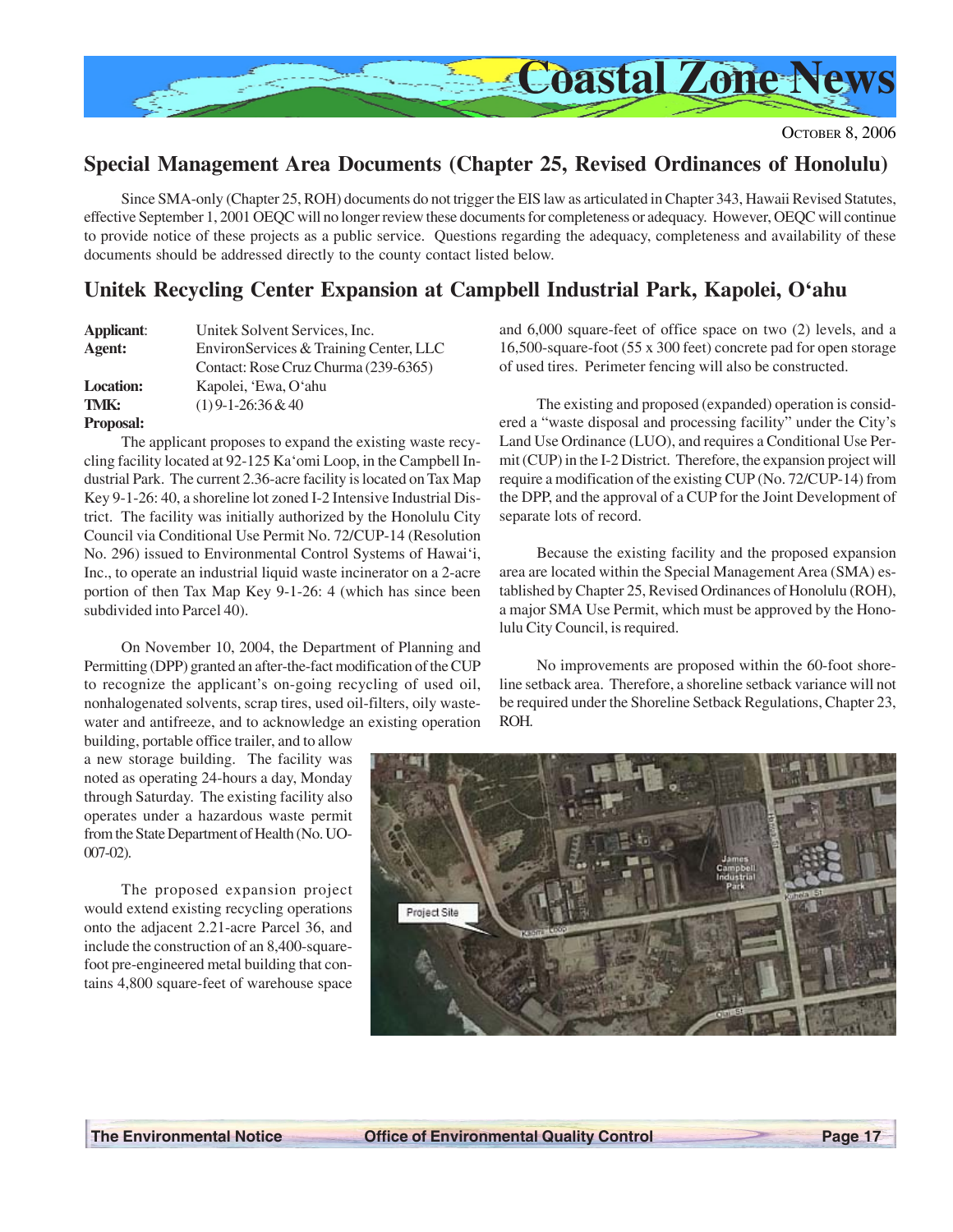## Special Management Area Documents (Chapter 25, Revised Ordinances of Honolulu)

Since SMA-only (Chapter 25, ROH) documents do not trigger the EIS law as articulated in Chapter 343, Hawaii Revised Statutes, effective September 1, 2001 OEQC will no longer review these documents for completeness or adequacy. However, OEQC will continue to provide notice of these projects as a public service. Questions regarding the adequacy, completeness and availability of these documents should be addressed directly to the county contact listed below.

## Unitek Recycling Center Expansion at Campbell Industrial Park, Kapolei, O'ahu

**Applicant**: Unitek Solvent Services, Inc.
**Agent:** EnvironServices & Training Center, LLC
Contact: Rose Cruz Churma (239-6365)
**Location:** Kapolei, 'Ewa, O'ahu
**TMK:** (1) 9-1-26:36 & 40
**Proposal:**

The applicant proposes to expand the existing waste recycling facility located at 92-125 Ka'omi Loop, in the Campbell Industrial Park. The current 2.36-acre facility is located on Tax Map Key 9-1-26: 40, a shoreline lot zoned I-2 Intensive Industrial District. The facility was initially authorized by the Honolulu City Council via Conditional Use Permit No. 72/CUP-14 (Resolution No. 296) issued to Environmental Control Systems of Hawai'i, Inc., to operate an industrial liquid waste incinerator on a 2-acre portion of then Tax Map Key 9-1-26: 4 (which has since been subdivided into Parcel 40).

On November 10, 2004, the Department of Planning and Permitting (DPP) granted an after-the-fact modification of the CUP to recognize the applicant's on-going recycling of used oil, nonhalogenated solvents, scrap tires, used oil-filters, oily wastewater and antifreeze, and to acknowledge an existing operation building, portable office trailer, and to allow a new storage building. The facility was noted as operating 24-hours a day, Monday through Saturday. The existing facility also operates under a hazardous waste permit from the State Department of Health (No. UO-007-02).

The proposed expansion project would extend existing recycling operations onto the adjacent 2.21-acre Parcel 36, and include the construction of an 8,400-square-foot pre-engineered metal building that contains 4,800 square-feet of warehouse space and 6,000 square-feet of office space on two (2) levels, and a 16,500-square-foot (55 x 300 feet) concrete pad for open storage of used tires. Perimeter fencing will also be constructed.

The existing and proposed (expanded) operation is considered a "waste disposal and processing facility" under the City's Land Use Ordinance (LUO), and requires a Conditional Use Permit (CUP) in the I-2 District. Therefore, the expansion project will require a modification of the existing CUP (No. 72/CUP-14) from the DPP, and the approval of a CUP for the Joint Development of separate lots of record.

Because the existing facility and the proposed expansion area are located within the Special Management Area (SMA) established by Chapter 25, Revised Ordinances of Honolulu (ROH), a major SMA Use Permit, which must be approved by the Honolulu City Council, is required.

No improvements are proposed within the 60-foot shoreline setback area. Therefore, a shoreline setback variance will not be required under the Shoreline Setback Regulations, Chapter 23, ROH.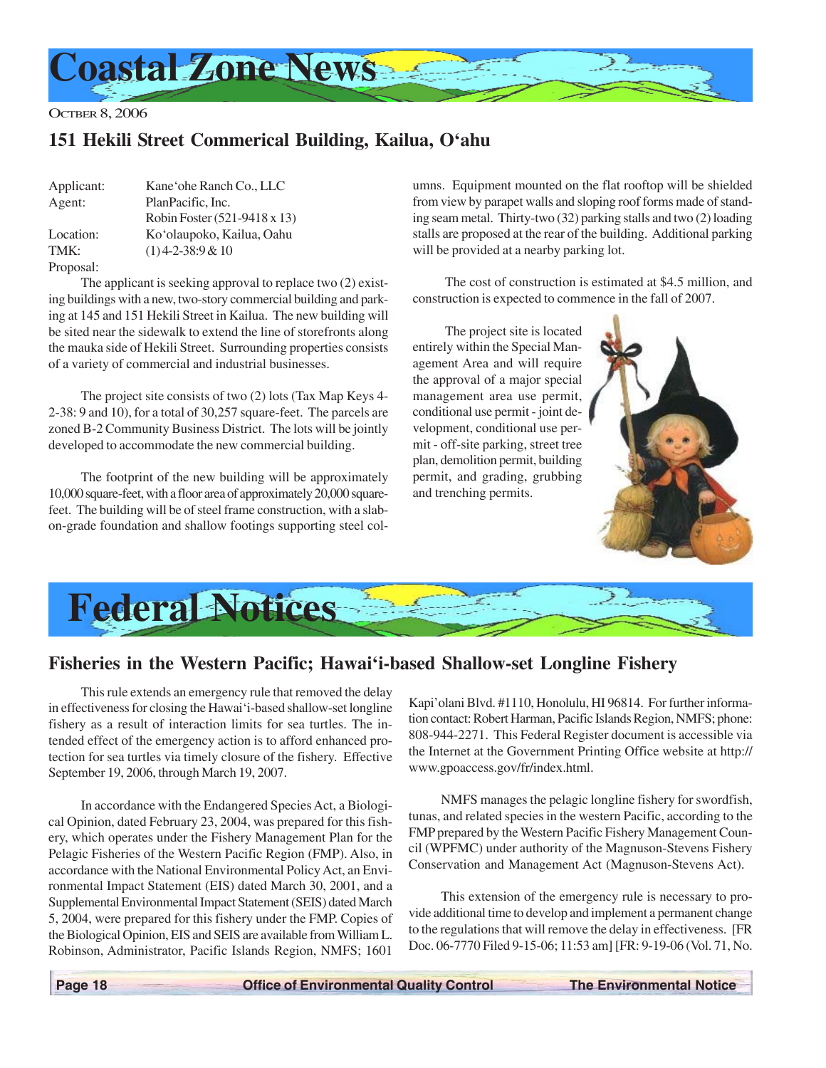# Coastal Zone News

OCTBER 8, 2006

## 151 Hekili Street Commerical Building, Kailua, O'ahu

Applicant: Kane'ohe Ranch Co., LLC
Agent: PlanPacific, Inc.
Robin Foster (521-9418 x 13)
Location: Ko'olaupoko, Kailua, Oahu
TMK: (1) 4-2-38:9 & 10
Proposal:

The applicant is seeking approval to replace two (2) existing buildings with a new, two-story commercial building and parking at 145 and 151 Hekili Street in Kailua. The new building will be sited near the sidewalk to extend the line of storefronts along the mauka side of Hekili Street. Surrounding properties consists of a variety of commercial and industrial businesses.

The project site consists of two (2) lots (Tax Map Keys 4-2-38: 9 and 10), for a total of 30,257 square-feet. The parcels are zoned B-2 Community Business District. The lots will be jointly developed to accommodate the new commercial building.

The footprint of the new building will be approximately 10,000 square-feet, with a floor area of approximately 20,000 square-feet. The building will be of steel frame construction, with a slab-on-grade foundation and shallow footings supporting steel columns. Equipment mounted on the flat rooftop will be shielded from view by parapet walls and sloping roof forms made of standing seam metal. Thirty-two (32) parking stalls and two (2) loading stalls are proposed at the rear of the building. Additional parking will be provided at a nearby parking lot.

The cost of construction is estimated at $4.5 million, and construction is expected to commence in the fall of 2007.

The project site is located entirely within the Special Management Area and will require the approval of a major special management area use permit, conditional use permit - joint development, conditional use permit - off-site parking, street tree plan, demolition permit, building permit, and grading, grubbing and trenching permits.

# Federal Notices

## Fisheries in the Western Pacific; Hawai'i-based Shallow-set Longline Fishery

This rule extends an emergency rule that removed the delay in effectiveness for closing the Hawai'i-based shallow-set longline fishery as a result of interaction limits for sea turtles. The intended effect of the emergency action is to afford enhanced protection for sea turtles via timely closure of the fishery. Effective September 19, 2006, through March 19, 2007.

In accordance with the Endangered Species Act, a Biological Opinion, dated February 23, 2004, was prepared for this fishery, which operates under the Fishery Management Plan for the Pelagic Fisheries of the Western Pacific Region (FMP). Also, in accordance with the National Environmental Policy Act, an Environmental Impact Statement (EIS) dated March 30, 2001, and a Supplemental Environmental Impact Statement (SEIS) dated March 5, 2004, were prepared for this fishery under the FMP. Copies of the Biological Opinion, EIS and SEIS are available from William L. Robinson, Administrator, Pacific Islands Region, NMFS; 1601 Kapi'olani Blvd. #1110, Honolulu, HI 96814. For further information contact: Robert Harman, Pacific Islands Region, NMFS; phone: 808-944-2271. This Federal Register document is accessible via the Internet at the Government Printing Office website at http://www.gpoaccess.gov/fr/index.html.

NMFS manages the pelagic longline fishery for swordfish, tunas, and related species in the western Pacific, according to the FMP prepared by the Western Pacific Fishery Management Council (WPFMC) under authority of the Magnuson-Stevens Fishery Conservation and Management Act (Magnuson-Stevens Act).

This extension of the emergency rule is necessary to provide additional time to develop and implement a permanent change to the regulations that will remove the delay in effectiveness. [FR Doc. 06-7770 Filed 9-15-06; 11:53 am] [FR: 9-19-06 (Vol. 71, No.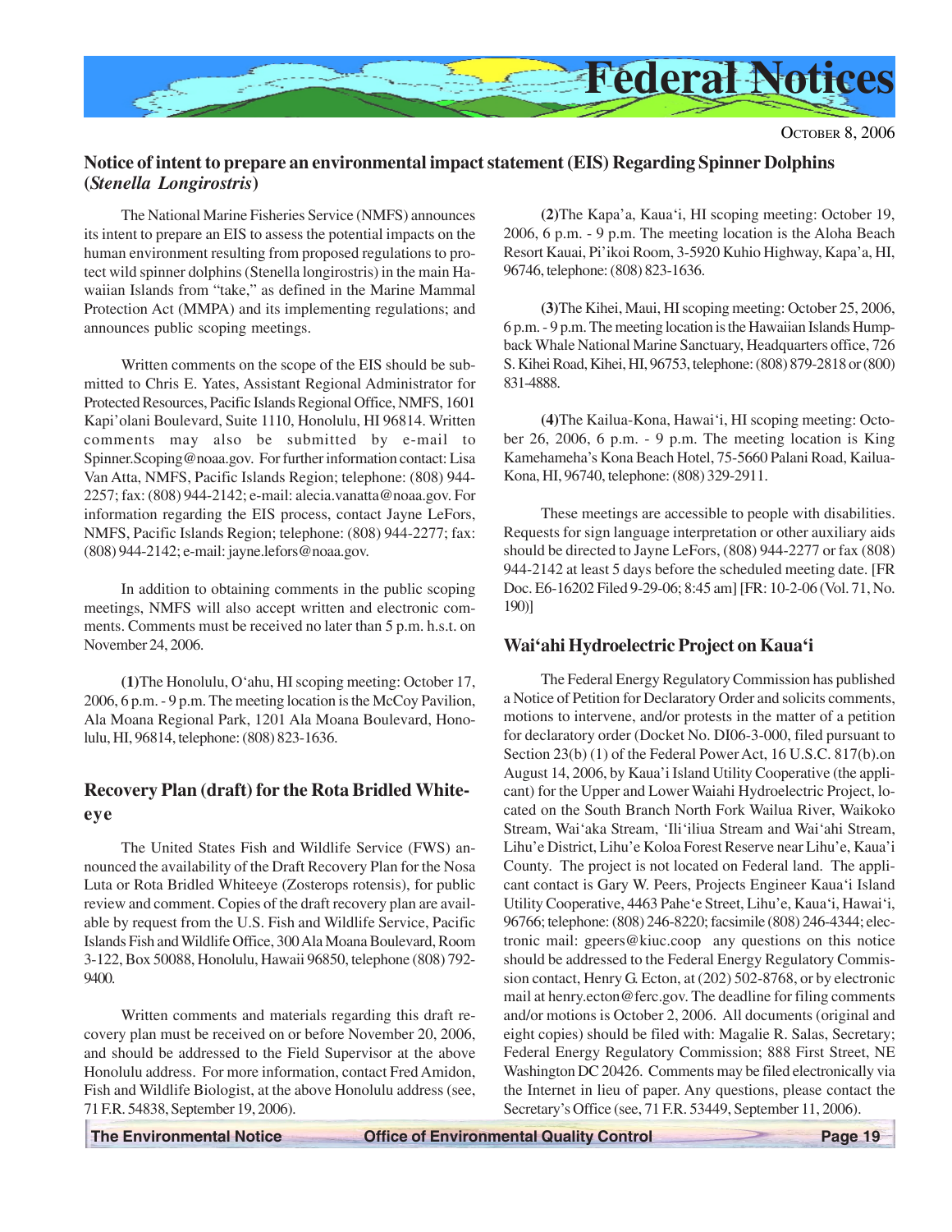# Federal Notices

October 8, 2006

## Notice of intent to prepare an environmental impact statement (EIS) Regarding Spinner Dolphins (*Stenella Longirostris*)

The National Marine Fisheries Service (NMFS) announces its intent to prepare an EIS to assess the potential impacts on the human environment resulting from proposed regulations to protect wild spinner dolphins (Stenella longirostris) in the main Hawaiian Islands from "take," as defined in the Marine Mammal Protection Act (MMPA) and its implementing regulations; and announces public scoping meetings.

Written comments on the scope of the EIS should be submitted to Chris E. Yates, Assistant Regional Administrator for Protected Resources, Pacific Islands Regional Office, NMFS, 1601 Kapi'olani Boulevard, Suite 1110, Honolulu, HI 96814. Written comments may also be submitted by e-mail to Spinner.Scoping@noaa.gov. For further information contact: Lisa Van Atta, NMFS, Pacific Islands Region; telephone: (808) 944-2257; fax: (808) 944-2142; e-mail: alecia.vanatta@noaa.gov. For information regarding the EIS process, contact Jayne LeFors, NMFS, Pacific Islands Region; telephone: (808) 944-2277; fax: (808) 944-2142; e-mail: jayne.lefors@noaa.gov.

In addition to obtaining comments in the public scoping meetings, NMFS will also accept written and electronic comments. Comments must be received no later than 5 p.m. h.s.t. on November 24, 2006.

**(1)**The Honolulu, O'ahu, HI scoping meeting: October 17, 2006, 6 p.m. - 9 p.m. The meeting location is the McCoy Pavilion, Ala Moana Regional Park, 1201 Ala Moana Boulevard, Honolulu, HI, 96814, telephone: (808) 823-1636.

**(2)**The Kapa'a, Kaua'i, HI scoping meeting: October 19, 2006, 6 p.m. - 9 p.m. The meeting location is the Aloha Beach Resort Kauai, Pi'ikoi Room, 3-5920 Kuhio Highway, Kapa'a, HI, 96746, telephone: (808) 823-1636.

**(3)**The Kihei, Maui, HI scoping meeting: October 25, 2006, 6 p.m. - 9 p.m. The meeting location is the Hawaiian Islands Humpback Whale National Marine Sanctuary, Headquarters office, 726 S. Kihei Road, Kihei, HI, 96753, telephone: (808) 879-2818 or (800) 831-4888.

**(4)**The Kailua-Kona, Hawai'i, HI scoping meeting: October 26, 2006, 6 p.m. - 9 p.m. The meeting location is King Kamehameha's Kona Beach Hotel, 75-5660 Palani Road, Kailua-Kona, HI, 96740, telephone: (808) 329-2911.

These meetings are accessible to people with disabilities. Requests for sign language interpretation or other auxiliary aids should be directed to Jayne LeFors, (808) 944-2277 or fax (808) 944-2142 at least 5 days before the scheduled meeting date. [FR Doc. E6-16202 Filed 9-29-06; 8:45 am] [FR: 10-2-06 (Vol. 71, No. 190)]

## Recovery Plan (draft) for the Rota Bridled White-eye

The United States Fish and Wildlife Service (FWS) announced the availability of the Draft Recovery Plan for the Nosa Luta or Rota Bridled Whiteeye (Zosterops rotensis), for public review and comment. Copies of the draft recovery plan are available by request from the U.S. Fish and Wildlife Service, Pacific Islands Fish and Wildlife Office, 300 Ala Moana Boulevard, Room 3-122, Box 50088, Honolulu, Hawaii 96850, telephone (808) 792-9400.

Written comments and materials regarding this draft recovery plan must be received on or before November 20, 2006, and should be addressed to the Field Supervisor at the above Honolulu address. For more information, contact Fred Amidon, Fish and Wildlife Biologist, at the above Honolulu address (see, 71 F.R. 54838, September 19, 2006).

## Wai'ahi Hydroelectric Project on Kaua'i

The Federal Energy Regulatory Commission has published a Notice of Petition for Declaratory Order and solicits comments, motions to intervene, and/or protests in the matter of a petition for declaratory order (Docket No. DI06-3-000, filed pursuant to Section 23(b) (1) of the Federal Power Act, 16 U.S.C. 817(b).on August 14, 2006, by Kaua'i Island Utility Cooperative (the applicant) for the Upper and Lower Waiahi Hydroelectric Project, located on the South Branch North Fork Wailua River, Waikoko Stream, Wai'aka Stream, 'Ili'iliua Stream and Wai'ahi Stream, Lihu'e District, Lihu'e Koloa Forest Reserve near Lihu'e, Kaua'i County. The project is not located on Federal land. The applicant contact is Gary W. Peers, Projects Engineer Kaua'i Island Utility Cooperative, 4463 Pahe'e Street, Lihu'e, Kaua'i, Hawai'i, 96766; telephone: (808) 246-8220; facsimile (808) 246-4344; electronic mail: gpeers@kiuc.coop any questions on this notice should be addressed to the Federal Energy Regulatory Commission contact, Henry G. Ecton, at (202) 502-8768, or by electronic mail at henry.ecton@ferc.gov. The deadline for filing comments and/or motions is October 2, 2006. All documents (original and eight copies) should be filed with: Magalie R. Salas, Secretary; Federal Energy Regulatory Commission; 888 First Street, NE Washington DC 20426. Comments may be filed electronically via the Internet in lieu of paper. Any questions, please contact the Secretary's Office (see, 71 F.R. 53449, September 11, 2006).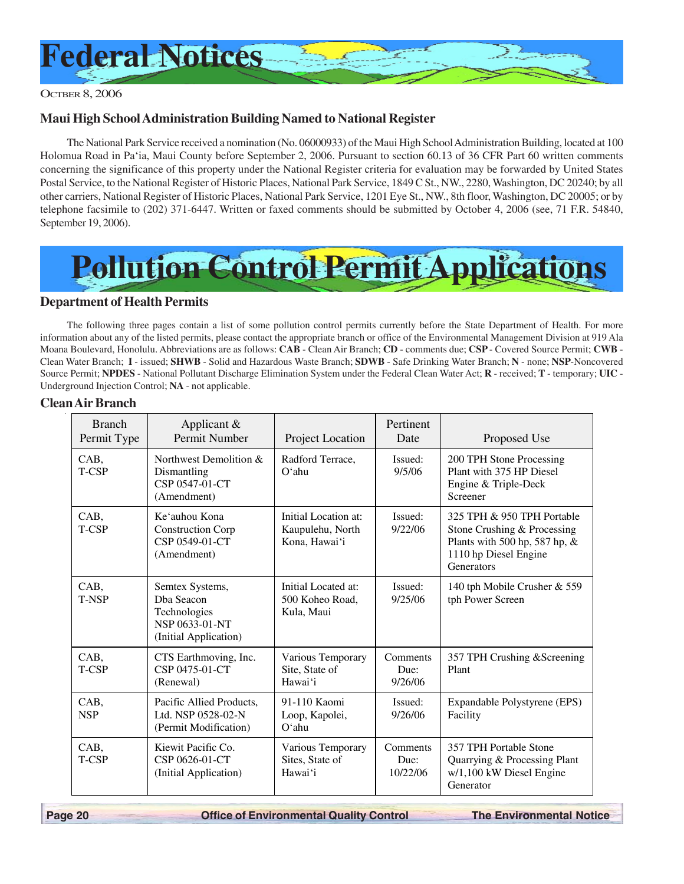# Federal Notices

October 8, 2006

### Maui High School Administration Building Named to National Register

The National Park Service received a nomination (No. 06000933) of the Maui High School Administration Building, located at 100 Holomua Road in Pa'ia, Maui County before September 2, 2006. Pursuant to section 60.13 of 36 CFR Part 60 written comments concerning the significance of this property under the National Register criteria for evaluation may be forwarded by United States Postal Service, to the National Register of Historic Places, National Park Service, 1849 C St., NW., 2280, Washington, DC 20240; by all other carriers, National Register of Historic Places, National Park Service, 1201 Eye St., NW., 8th floor, Washington, DC 20005; or by telephone facsimile to (202) 371-6447. Written or faxed comments should be submitted by October 4, 2006 (see, 71 F.R. 54840, September 19, 2006).

# Pollution Control Permit Applications

### Department of Health Permits

The following three pages contain a list of some pollution control permits currently before the State Department of Health. For more information about any of the listed permits, please contact the appropriate branch or office of the Environmental Management Division at 919 Ala Moana Boulevard, Honolulu. Abbreviations are as follows: **CAB** - Clean Air Branch; **CD** - comments due; **CSP** - Covered Source Permit; **CWB** - Clean Water Branch; **I** - issued; **SHWB** - Solid and Hazardous Waste Branch; **SDWB** - Safe Drinking Water Branch; **N** - none; **NSP**-Noncovered Source Permit; **NPDES** - National Pollutant Discharge Elimination System under the Federal Clean Water Act; **R** - received; **T** - temporary; **UIC** - Underground Injection Control; **NA** - not applicable.

### Clean Air Branch

| Branch Permit Type | Applicant & Permit Number | Project Location | Pertinent Date | Proposed Use |
|---|---|---|---|---|
| CAB, T-CSP | Northwest Demolition & Dismantling CSP 0547-01-CT (Amendment) | Radford Terrace, O'ahu | Issued: 9/5/06 | 200 TPH Stone Processing Plant with 375 HP Diesel Engine & Triple-Deck Screener |
| CAB, T-CSP | Ke'auhou Kona Construction Corp CSP 0549-01-CT (Amendment) | Initial Location at: Kaupulehu, North Kona, Hawai'i | Issued: 9/22/06 | 325 TPH & 950 TPH Portable Stone Crushing & Processing Plants with 500 hp, 587 hp, & 1110 hp Diesel Engine Generators |
| CAB, T-NSP | Semtex Systems, Dba Seacon Technologies NSP 0633-01-NT (Initial Application) | Initial Located at: 500 Koheo Road, Kula, Maui | Issued: 9/25/06 | 140 tph Mobile Crusher & 559 tph Power Screen |
| CAB, T-CSP | CTS Earthmoving, Inc. CSP 0475-01-CT (Renewal) | Various Temporary Site, State of Hawai'i | Comments Due: 9/26/06 | 357 TPH Crushing &Screening Plant |
| CAB, NSP | Pacific Allied Products, Ltd. NSP 0528-02-N (Permit Modification) | 91-110 Kaomi Loop, Kapolei, O'ahu | Issued: 9/26/06 | Expandable Polystyrene (EPS) Facility |
| CAB, T-CSP | Kiewit Pacific Co. CSP 0626-01-CT (Initial Application) | Various Temporary Sites, State of Hawai'i | Comments Due: 10/22/06 | 357 TPH Portable Stone Quarrying & Processing Plant w/1,100 kW Diesel Engine Generator |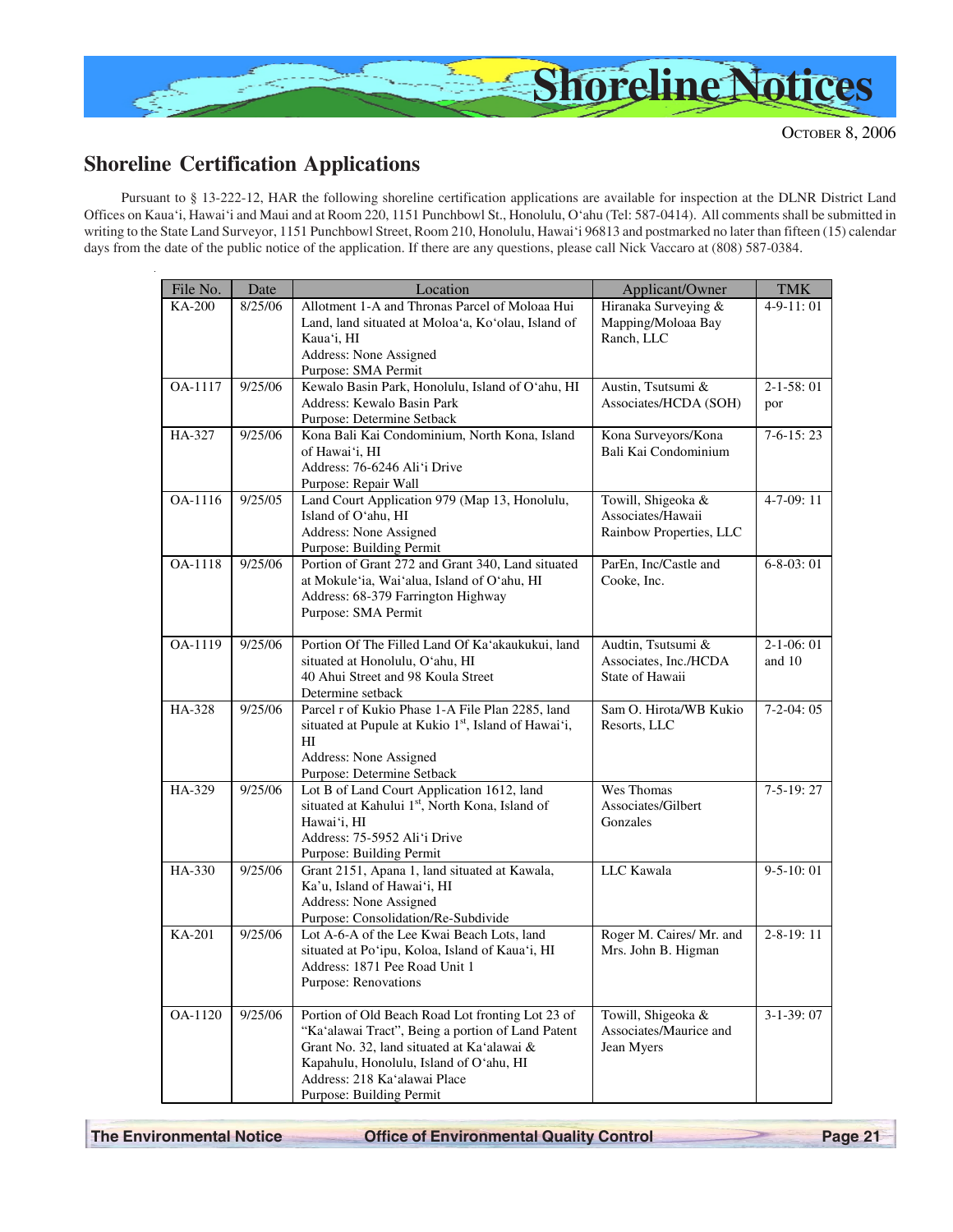# Shoreline Notices

October 8, 2006

## Shoreline Certification Applications

Pursuant to § 13-222-12, HAR the following shoreline certification applications are available for inspection at the DLNR District Land Offices on Kaua'i, Hawai'i and Maui and at Room 220, 1151 Punchbowl St., Honolulu, O'ahu (Tel: 587-0414). All comments shall be submitted in writing to the State Land Surveyor, 1151 Punchbowl Street, Room 210, Honolulu, Hawai'i 96813 and postmarked no later than fifteen (15) calendar days from the date of the public notice of the application. If there are any questions, please call Nick Vaccaro at (808) 587-0384.

| File No. | Date | Location | Applicant/Owner | TMK |
|---|---|---|---|---|
| KA-200 | 8/25/06 | Allotment 1-A and Thronas Parcel of Moloaa Hui Land, land situated at Moloa'a, Ko'olau, Island of Kaua'i, HI<br>Address: None Assigned<br>Purpose: SMA Permit | Hiranaka Surveying & Mapping/Moloaa Bay Ranch, LLC | 4-9-11: 01 |
| OA-1117 | 9/25/06 | Kewalo Basin Park, Honolulu, Island of O'ahu, HI<br>Address: Kewalo Basin Park<br>Purpose: Determine Setback | Austin, Tsutsumi & Associates/HCDA (SOH) | 2-1-58: 01 por |
| HA-327 | 9/25/06 | Kona Bali Kai Condominium, North Kona, Island of Hawai'i, HI<br>Address: 76-6246 Ali'i Drive<br>Purpose: Repair Wall | Kona Surveyors/Kona Bali Kai Condominium | 7-6-15: 23 |
| OA-1116 | 9/25/05 | Land Court Application 979 (Map 13, Honolulu, Island of O'ahu, HI<br>Address: None Assigned<br>Purpose: Building Permit | Towill, Shigeoka & Associates/Hawaii Rainbow Properties, LLC | 4-7-09: 11 |
| OA-1118 | 9/25/06 | Portion of Grant 272 and Grant 340, Land situated at Mokule'ia, Wai'alua, Island of O'ahu, HI<br>Address: 68-379 Farrington Highway<br>Purpose: SMA Permit | ParEn, Inc/Castle and Cooke, Inc. | 6-8-03: 01 |
| OA-1119 | 9/25/06 | Portion Of The Filled Land Of Ka'akaukukui, land situated at Honolulu, O'ahu, HI<br>40 Ahui Street and 98 Koula Street<br>Determine setback | Audtin, Tsutsumi & Associates, Inc./HCDA State of Hawaii | 2-1-06: 01 and 10 |
| HA-328 | 9/25/06 | Parcel r of Kukio Phase 1-A File Plan 2285, land situated at Pupule at Kukio 1st, Island of Hawai'i, HI<br>Address: None Assigned<br>Purpose: Determine Setback | Sam O. Hirota/WB Kukio Resorts, LLC | 7-2-04: 05 |
| HA-329 | 9/25/06 | Lot B of Land Court Application 1612, land situated at Kahului 1st, North Kona, Island of Hawai'i, HI<br>Address: 75-5952 Ali'i Drive<br>Purpose: Building Permit | Wes Thomas Associates/Gilbert Gonzales | 7-5-19: 27 |
| HA-330 | 9/25/06 | Grant 2151, Apana 1, land situated at Kawala, Ka'u, Island of Hawai'i, HI<br>Address: None Assigned<br>Purpose: Consolidation/Re-Subdivide | LLC Kawala | 9-5-10: 01 |
| KA-201 | 9/25/06 | Lot A-6-A of the Lee Kwai Beach Lots, land situated at Po'ipu, Koloa, Island of Kaua'i, HI<br>Address: 1871 Pee Road Unit 1<br>Purpose: Renovations | Roger M. Caires/ Mr. and Mrs. John B. Higman | 2-8-19: 11 |
| OA-1120 | 9/25/06 | Portion of Old Beach Road Lot fronting Lot 23 of "Ka'alawai Tract", Being a portion of Land Patent Grant No. 32, land situated at Ka'alawai & Kapahulu, Honolulu, Island of O'ahu, HI<br>Address: 218 Ka'alawai Place<br>Purpose: Building Permit | Towill, Shigeoka & Associates/Maurice and Jean Myers | 3-1-39: 07 |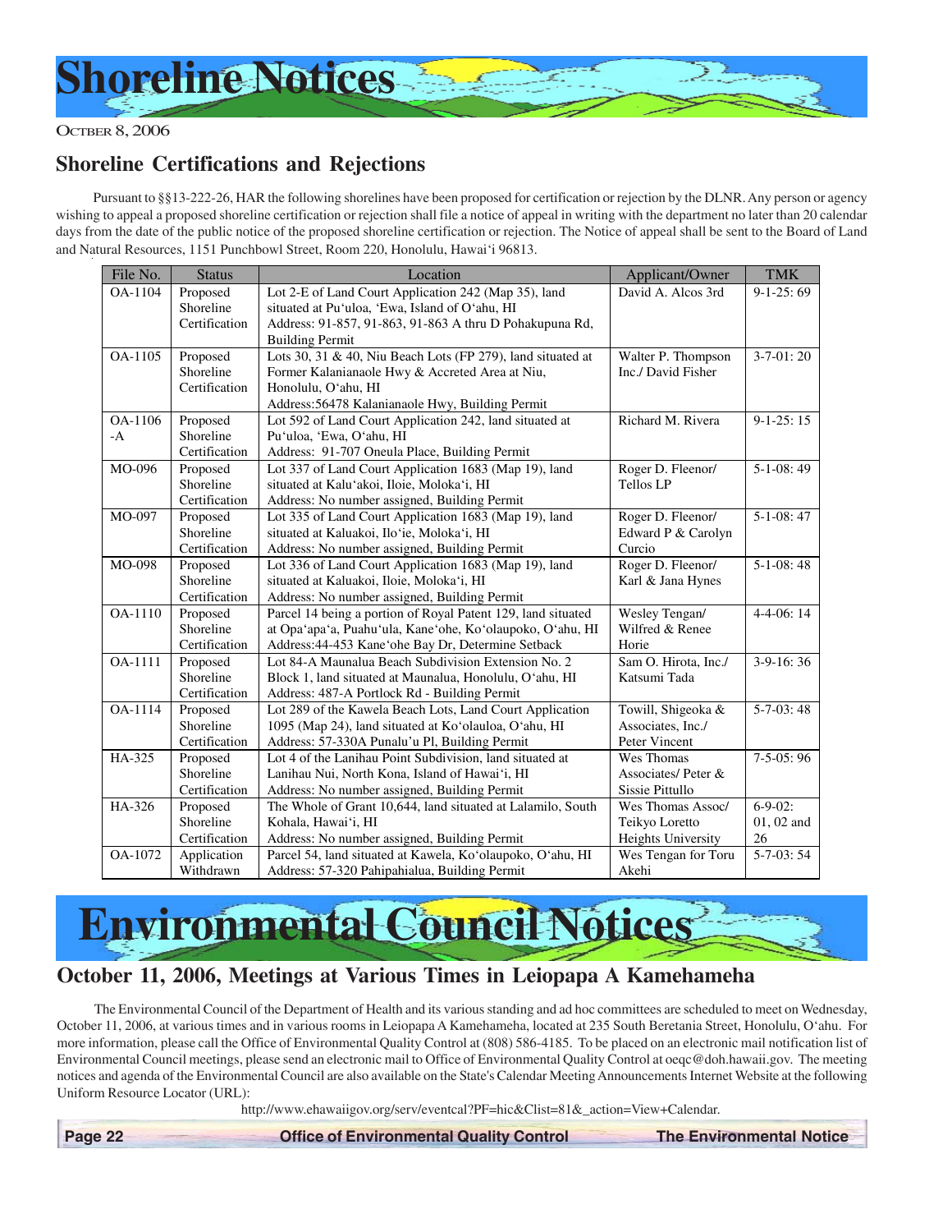# Shoreline Notices

October 8, 2006

## Shoreline Certifications and Rejections

Pursuant to §§13-222-26, HAR the following shorelines have been proposed for certification or rejection by the DLNR. Any person or agency wishing to appeal a proposed shoreline certification or rejection shall file a notice of appeal in writing with the department no later than 20 calendar days from the date of the public notice of the proposed shoreline certification or rejection. The Notice of appeal shall be sent to the Board of Land and Natural Resources, 1151 Punchbowl Street, Room 220, Honolulu, Hawai'i 96813.

| File No. | Status | Location | Applicant/Owner | TMK |
|---|---|---|---|---|
| OA-1104 | Proposed Shoreline Certification | Lot 2-E of Land Court Application 242 (Map 35), land situated at Pu'uloa, 'Ewa, Island of O'ahu, HI<br>Address: 91-857, 91-863, 91-863 A thru D Pohakupuna Rd, Building Permit | David A. Alcos 3rd | 9-1-25: 69 |
| OA-1105 | Proposed Shoreline Certification | Lots 30, 31 & 40, Niu Beach Lots (FP 279), land situated at Former Kalanianaole Hwy & Accreted Area at Niu, Honolulu, O'ahu, HI<br>Address:56478 Kalanianaole Hwy, Building Permit | Walter P. Thompson Inc./ David Fisher | 3-7-01: 20 |
| OA-1106 -A | Proposed Shoreline Certification | Lot 592 of Land Court Application 242, land situated at Pu'uloa, 'Ewa, O'ahu, HI<br>Address: 91-707 Oneula Place, Building Permit | Richard M. Rivera | 9-1-25: 15 |
| MO-096 | Proposed Shoreline Certification | Lot 337 of Land Court Application 1683 (Map 19), land situated at Kalu'akoi, Iloie, Moloka'i, HI<br>Address: No number assigned, Building Permit | Roger D. Fleenor/ Tellos LP | 5-1-08: 49 |
| MO-097 | Proposed Shoreline Certification | Lot 335 of Land Court Application 1683 (Map 19), land situated at Kaluakoi, Ilo'ie, Moloka'i, HI<br>Address: No number assigned, Building Permit | Roger D. Fleenor/ Edward P & Carolyn Curcio | 5-1-08: 47 |
| MO-098 | Proposed Shoreline Certification | Lot 336 of Land Court Application 1683 (Map 19), land situated at Kaluakoi, Iloie, Moloka'i, HI<br>Address: No number assigned, Building Permit | Roger D. Fleenor/ Karl & Jana Hynes | 5-1-08: 48 |
| OA-1110 | Proposed Shoreline Certification | Parcel 14 being a portion of Royal Patent 129, land situated at Opa'apa'a, Puahu'ula, Kane'ohe, Ko'olaupoko, O'ahu, HI<br>Address:44-453 Kane'ohe Bay Dr, Determine Setback | Wesley Tengan/ Wilfred & Renee Horie | 4-4-06: 14 |
| OA-1111 | Proposed Shoreline Certification | Lot 84-A Maunalua Beach Subdivision Extension No. 2 Block 1, land situated at Maunalua, Honolulu, O'ahu, HI<br>Address: 487-A Portlock Rd - Building Permit | Sam O. Hirota, Inc./ Katsumi Tada | 3-9-16: 36 |
| OA-1114 | Proposed Shoreline Certification | Lot 289 of the Kawela Beach Lots, Land Court Application 1095 (Map 24), land situated at Ko'olauloa, O'ahu, HI<br>Address: 57-330A Punalu'u Pl, Building Permit | Towill, Shigeoka & Associates, Inc./ Peter Vincent | 5-7-03: 48 |
| HA-325 | Proposed Shoreline Certification | Lot 4 of the Lanihau Point Subdivision, land situated at Lanihau Nui, North Kona, Island of Hawai'i, HI<br>Address: No number assigned, Building Permit | Wes Thomas Associates/ Peter & Sissie Pittullo | 7-5-05: 96 |
| HA-326 | Proposed Shoreline Certification | The Whole of Grant 10,644, land situated at Lalamilo, South Kohala, Hawai'i, HI<br>Address: No number assigned, Building Permit | Wes Thomas Assoc/ Teikyo Loretto Heights University | 6-9-02: 01, 02 and 26 |
| OA-1072 | Application Withdrawn | Parcel 54, land situated at Kawela, Ko'olaupoko, O'ahu, HI<br>Address: 57-320 Pahipahialua, Building Permit | Wes Tengan for Toru Akehi | 5-7-03: 54 |

# Environmental Council Notices

## October 11, 2006, Meetings at Various Times in Leiopapa A Kamehameha

The Environmental Council of the Department of Health and its various standing and ad hoc committees are scheduled to meet on Wednesday, October 11, 2006, at various times and in various rooms in Leiopapa A Kamehameha, located at 235 South Beretania Street, Honolulu, O'ahu. For more information, please call the Office of Environmental Quality Control at (808) 586-4185. To be placed on an electronic mail notification list of Environmental Council meetings, please send an electronic mail to Office of Environmental Quality Control at oeqc@doh.hawaii.gov. The meeting notices and agenda of the Environmental Council are also available on the State's Calendar Meeting Announcements Internet Website at the following Uniform Resource Locator (URL):

http://www.ehawaiigov.org/serv/eventcal?PF=hic&Clist=81&_action=View+Calendar.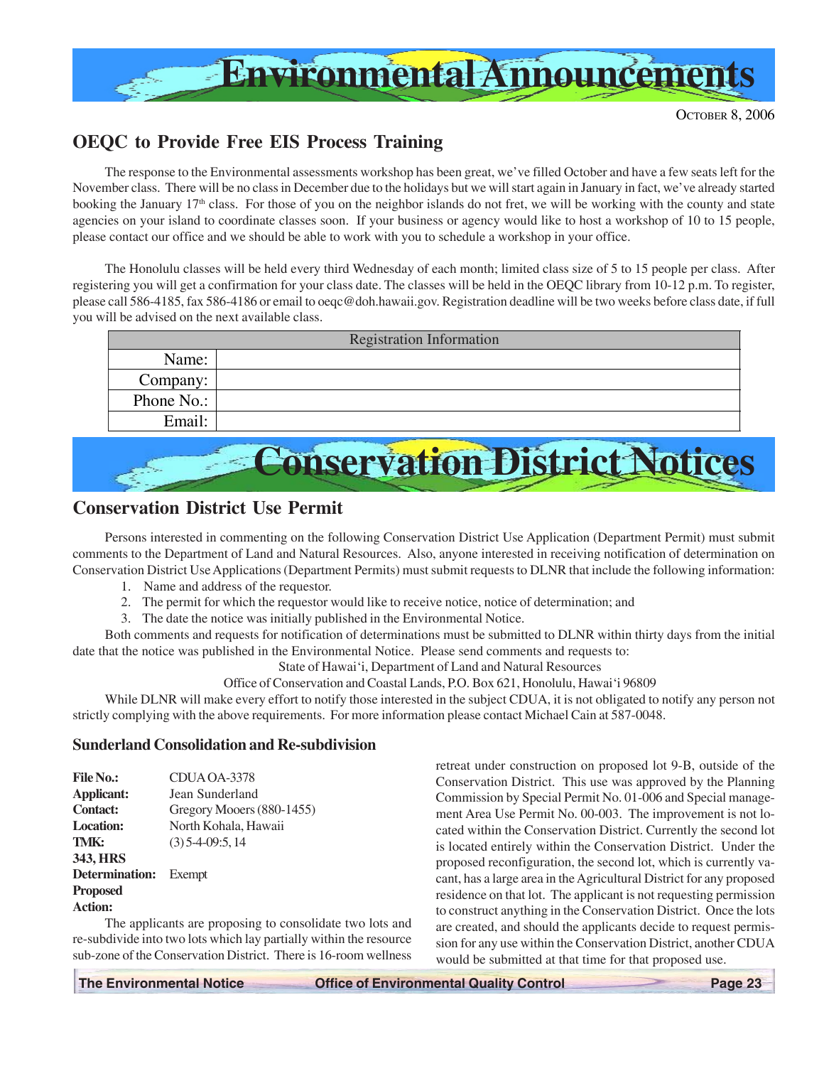# Environmental Announcements

OCTOBER 8, 2006

## OEQC to Provide Free EIS Process Training

The response to the Environmental assessments workshop has been great, we've filled October and have a few seats left for the November class. There will be no class in December due to the holidays but we will start again in January in fact, we've already started booking the January 17th class. For those of you on the neighbor islands do not fret, we will be working with the county and state agencies on your island to coordinate classes soon. If your business or agency would like to host a workshop of 10 to 15 people, please contact our office and we should be able to work with you to schedule a workshop in your office.

The Honolulu classes will be held every third Wednesday of each month; limited class size of 5 to 15 people per class. After registering you will get a confirmation for your class date. The classes will be held in the OEQC library from 10-12 p.m. To register, please call 586-4185, fax 586-4186 or email to oeqc@doh.hawaii.gov. Registration deadline will be two weeks before class date, if full you will be advised on the next available class.

| Registration Information | |
|---|---|
| Name: | |
| Company: | |
| Phone No.: | |
| Email: | |

# Conservation District Notices

## Conservation District Use Permit

Persons interested in commenting on the following Conservation District Use Application (Department Permit) must submit comments to the Department of Land and Natural Resources. Also, anyone interested in receiving notification of determination on Conservation District Use Applications (Department Permits) must submit requests to DLNR that include the following information:

1. Name and address of the requestor.
2. The permit for which the requestor would like to receive notice, notice of determination; and
3. The date the notice was initially published in the Environmental Notice.

Both comments and requests for notification of determinations must be submitted to DLNR within thirty days from the initial date that the notice was published in the Environmental Notice. Please send comments and requests to:

State of Hawai'i, Department of Land and Natural Resources
Office of Conservation and Coastal Lands, P.O. Box 621, Honolulu, Hawai'i 96809

While DLNR will make every effort to notify those interested in the subject CDUA, it is not obligated to notify any person not strictly complying with the above requirements. For more information please contact Michael Cain at 587-0048.

### Sunderland Consolidation and Re-subdivision

**File No.:** CDUA OA-3378
**Applicant:** Jean Sunderland
**Contact:** Gregory Mooers (880-1455)
**Location:** North Kohala, Hawaii
**TMK:** (3) 5-4-09:5, 14
**343, HRS Determination:** Exempt
**Proposed Action:**

The applicants are proposing to consolidate two lots and re-subdivide into two lots which lay partially within the resource sub-zone of the Conservation District. There is 16-room wellness retreat under construction on proposed lot 9-B, outside of the Conservation District. This use was approved by the Planning Commission by Special Permit No. 01-006 and Special management Area Use Permit No. 00-003. The improvement is not located within the Conservation District. Currently the second lot is located entirely within the Conservation District. Under the proposed reconfiguration, the second lot, which is currently vacant, has a large area in the Agricultural District for any proposed residence on that lot. The applicant is not requesting permission to construct anything in the Conservation District. Once the lots are created, and should the applicants decide to request permission for any use within the Conservation District, another CDUA would be submitted at that time for that proposed use.